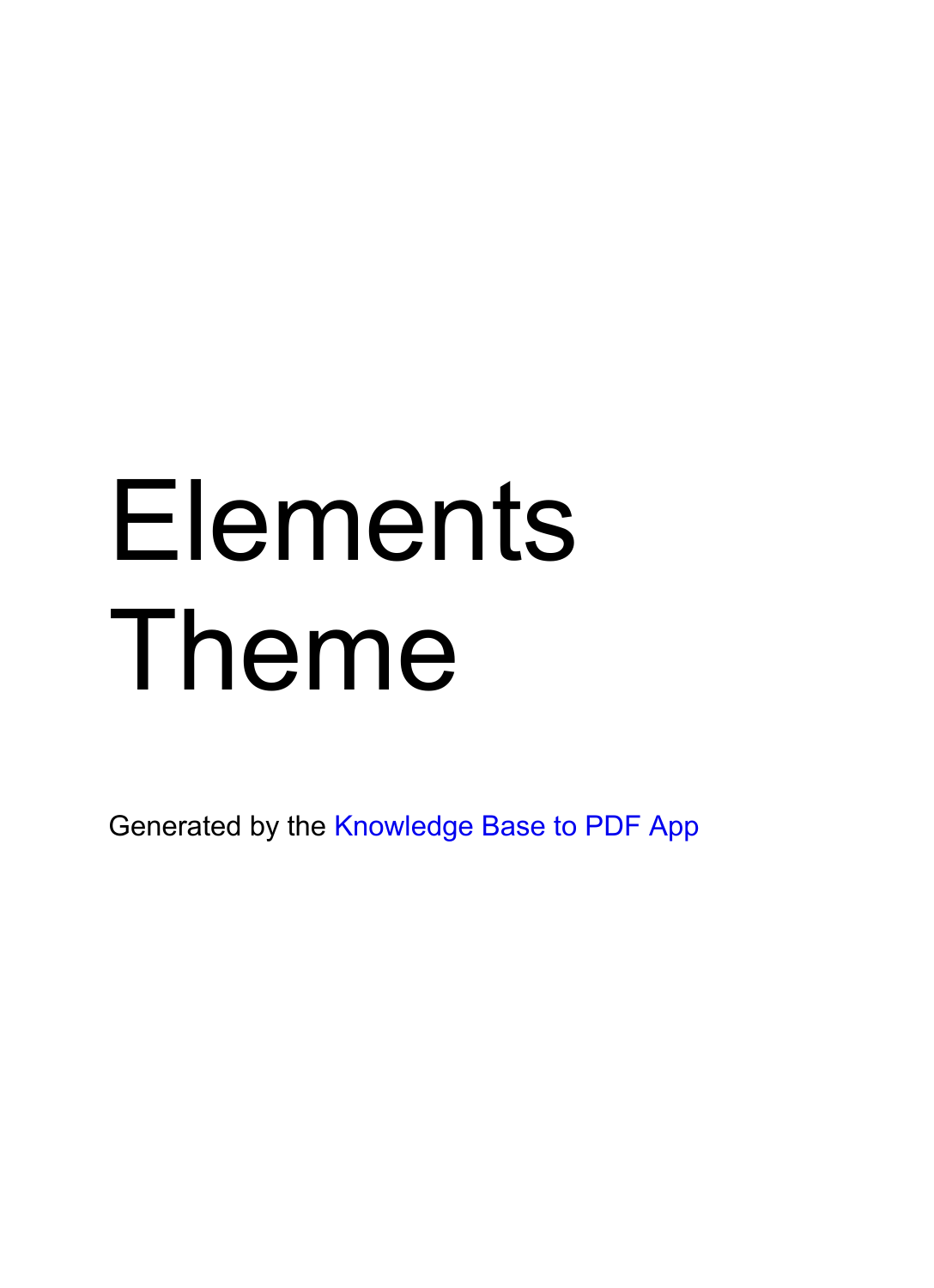# Elements Theme

Generated by the Knowledge Base to PDF App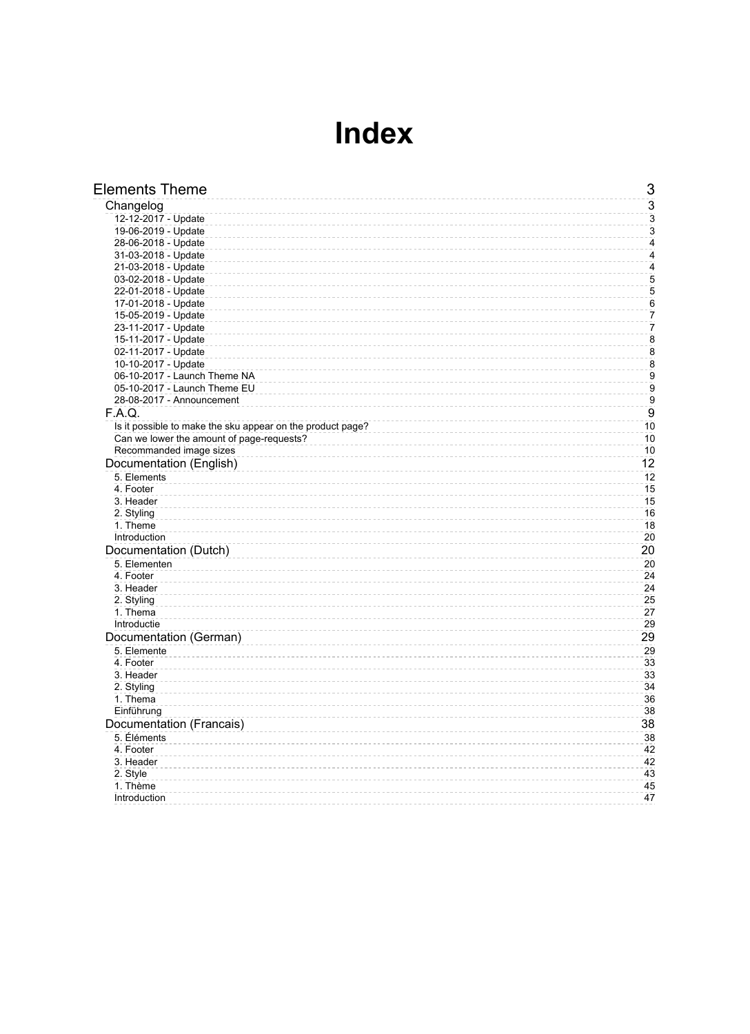# Index

- Elements Theme ... 3
  - Changelog ... 3
    - 12-12-2017 - Update ... 3
    - 19-06-2019 - Update ... 3
    - 28-06-2018 - Update ... 4
    - 31-03-2018 - Update ... 4
    - 21-03-2018 - Update ... 4
    - 03-02-2018 - Update ... 5
    - 22-01-2018 - Update ... 5
    - 17-01-2018 - Update ... 6
    - 15-05-2019 - Update ... 7
    - 23-11-2017 - Update ... 7
    - 15-11-2017 - Update ... 8
    - 02-11-2017 - Update ... 8
    - 10-10-2017 - Update ... 8
    - 06-10-2017 - Launch Theme NA ... 9
    - 05-10-2017 - Launch Theme EU ... 9
    - 28-08-2017 - Announcement ... 9
  - F.A.Q. ... 9
    - Is it possible to make the sku appear on the product page? ... 10
    - Can we lower the amount of page-requests? ... 10
    - Recommanded image sizes ... 10
  - Documentation (English) ... 12
    - 5. Elements ... 12
    - 4. Footer ... 15
    - 3. Header ... 15
    - 2. Styling ... 16
    - 1. Theme ... 18
    - Introduction ... 20
  - Documentation (Dutch) ... 20
    - 5. Elementen ... 20
    - 4. Footer ... 24
    - 3. Header ... 24
    - 2. Styling ... 25
    - 1. Thema ... 27
    - Introductie ... 29
  - Documentation (German) ... 29
    - 5. Elemente ... 29
    - 4. Footer ... 33
    - 3. Header ... 33
    - 2. Styling ... 34
    - 1. Thema ... 36
    - Einführung ... 38
  - Documentation (Francais) ... 38
    - 5. Éléments ... 38
    - 4. Footer ... 42
    - 3. Header ... 42
    - 2. Style ... 43
    - 1. Thème ... 45
    - Introduction ... 47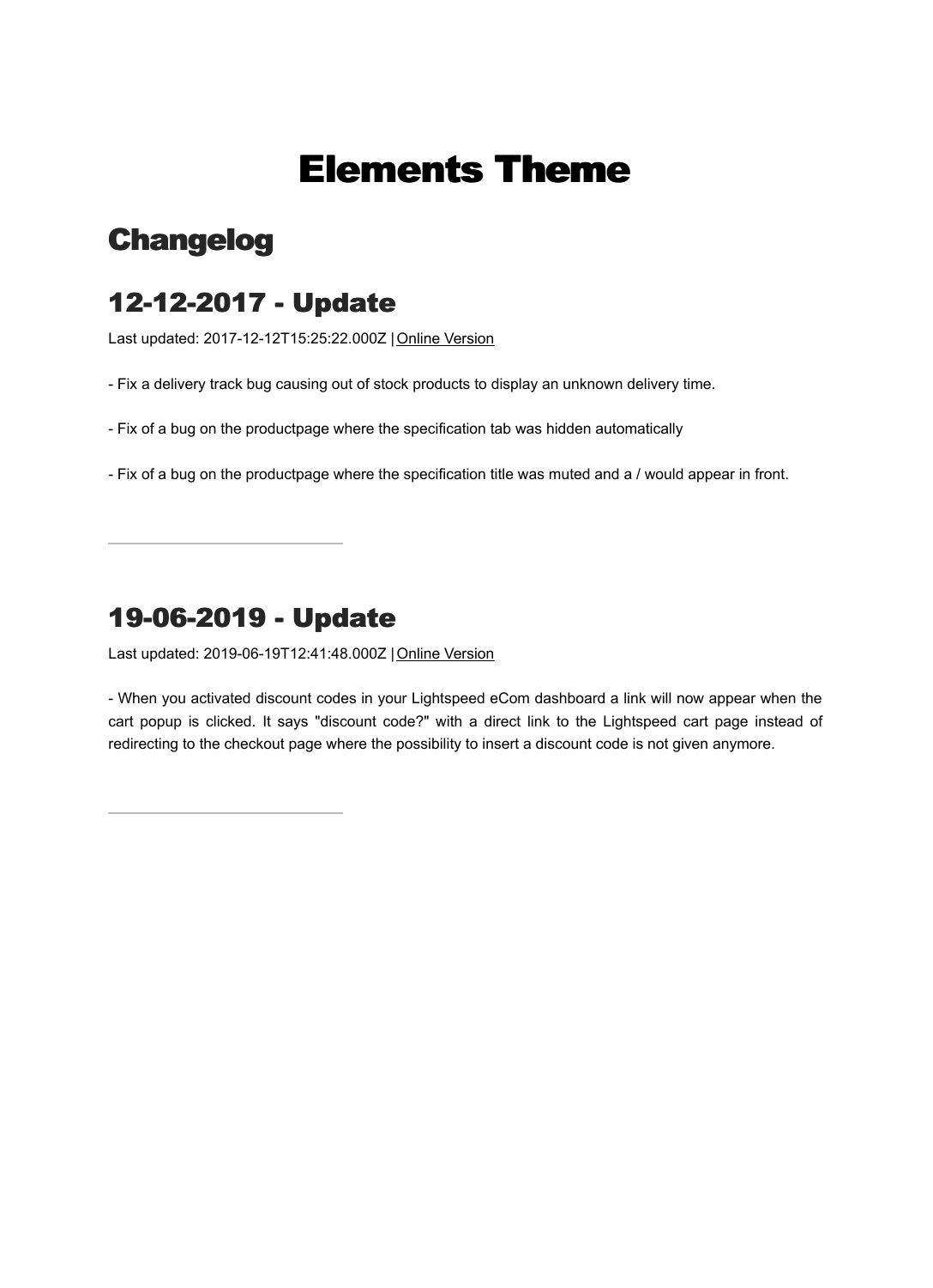# Elements Theme

## Changelog

### 12-12-2017 - Update

Last updated: 2017-12-12T15:25:22.000Z | Online Version

- Fix a delivery track bug causing out of stock products to display an unknown delivery time.

- Fix of a bug on the productpage where the specification tab was hidden automatically

- Fix of a bug on the productpage where the specification title was muted and a / would appear in front.

---

### 19-06-2019 - Update

Last updated: 2019-06-19T12:41:48.000Z | Online Version

- When you activated discount codes in your Lightspeed eCom dashboard a link will now appear when the cart popup is clicked. It says "discount code?" with a direct link to the Lightspeed cart page instead of redirecting to the checkout page where the possibility to insert a discount code is not given anymore.

---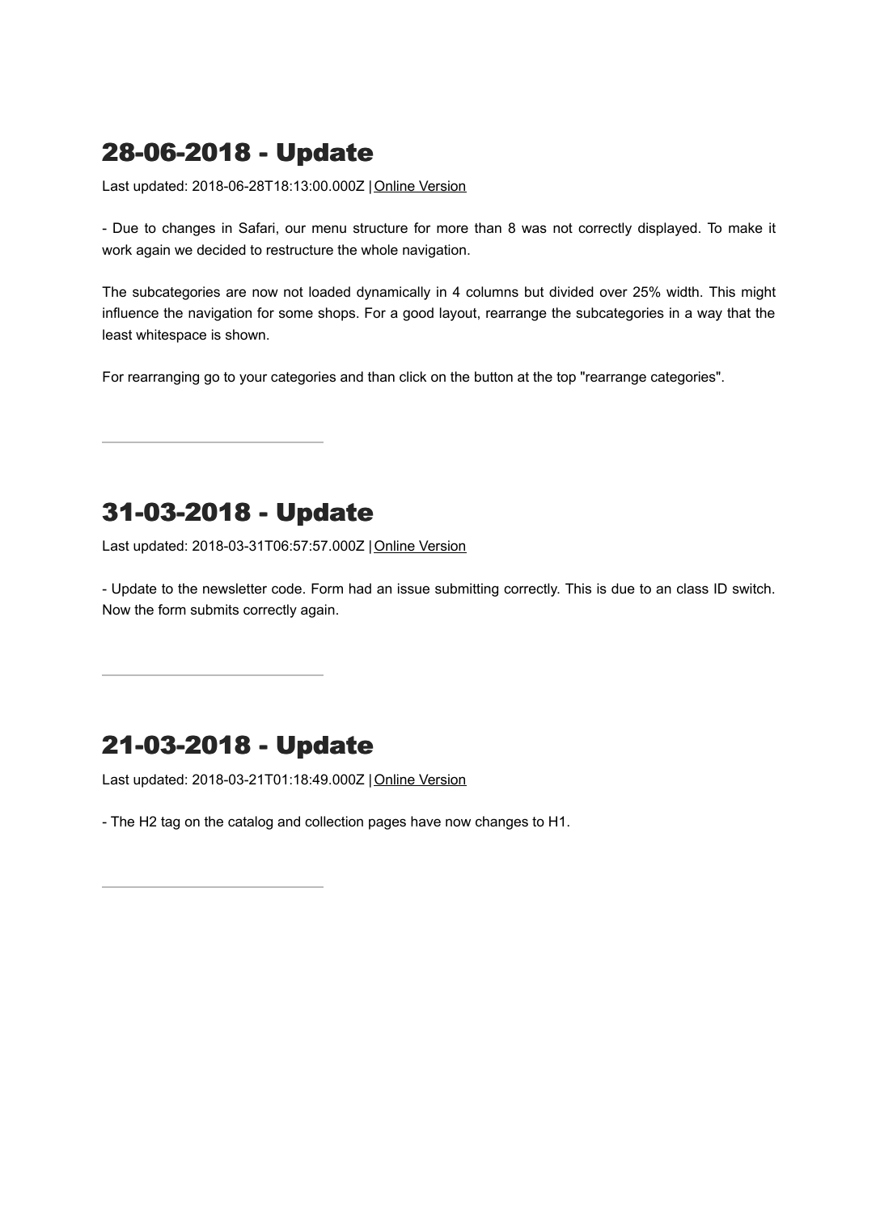## 28-06-2018 - Update

Last updated: 2018-06-28T18:13:00.000Z | Online Version

- Due to changes in Safari, our menu structure for more than 8 was not correctly displayed. To make it work again we decided to restructure the whole navigation.

The subcategories are now not loaded dynamically in 4 columns but divided over 25% width. This might influence the navigation for some shops. For a good layout, rearrange the subcategories in a way that the least whitespace is shown.

For rearranging go to your categories and than click on the button at the top "rearrange categories".

---

## 31-03-2018 - Update

Last updated: 2018-03-31T06:57:57.000Z | Online Version

- Update to the newsletter code. Form had an issue submitting correctly. This is due to an class ID switch. Now the form submits correctly again.

---

## 21-03-2018 - Update

Last updated: 2018-03-21T01:18:49.000Z | Online Version

- The H2 tag on the catalog and collection pages have now changes to H1.

---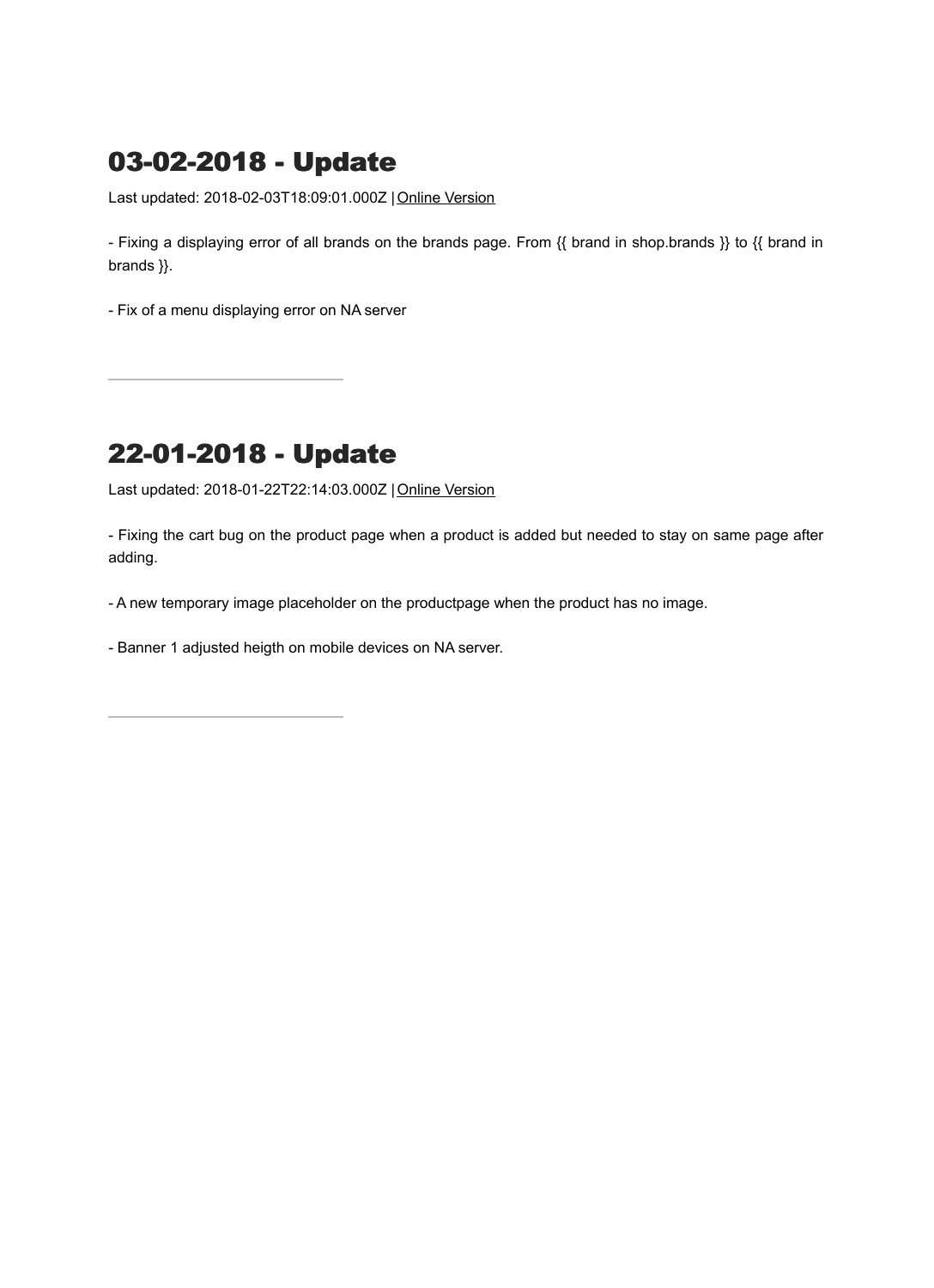## 03-02-2018 - Update

Last updated: 2018-02-03T18:09:01.000Z | Online Version

- Fixing a displaying error of all brands on the brands page. From {{ brand in shop.brands }} to {{ brand in brands }}.

- Fix of a menu displaying error on NA server

---

## 22-01-2018 - Update

Last updated: 2018-01-22T22:14:03.000Z | Online Version

- Fixing the cart bug on the product page when a product is added but needed to stay on same page after adding.

- A new temporary image placeholder on the productpage when the product has no image.

- Banner 1 adjusted heigth on mobile devices on NA server.

---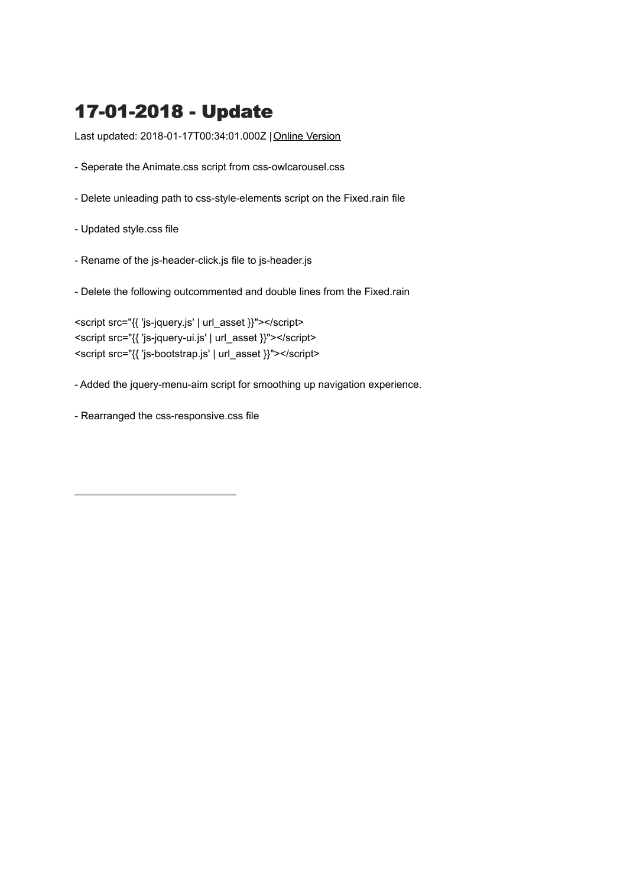# 17-01-2018 - Update

Last updated: 2018-01-17T00:34:01.000Z | Online Version

- Seperate the Animate.css script from css-owlcarousel.css

- Delete unleading path to css-style-elements script on the Fixed.rain file

- Updated style.css file

- Rename of the js-header-click.js file to js-header.js

- Delete the following outcommented and double lines from the Fixed.rain

```
<script src="{{ 'js-jquery.js' | url_asset }}"></script>
<script src="{{ 'js-jquery-ui.js' | url_asset }}"></script>
<script src="{{ 'js-bootstrap.js' | url_asset }}"></script>
```

- Added the jquery-menu-aim script for smoothing up navigation experience.

- Rearranged the css-responsive.css file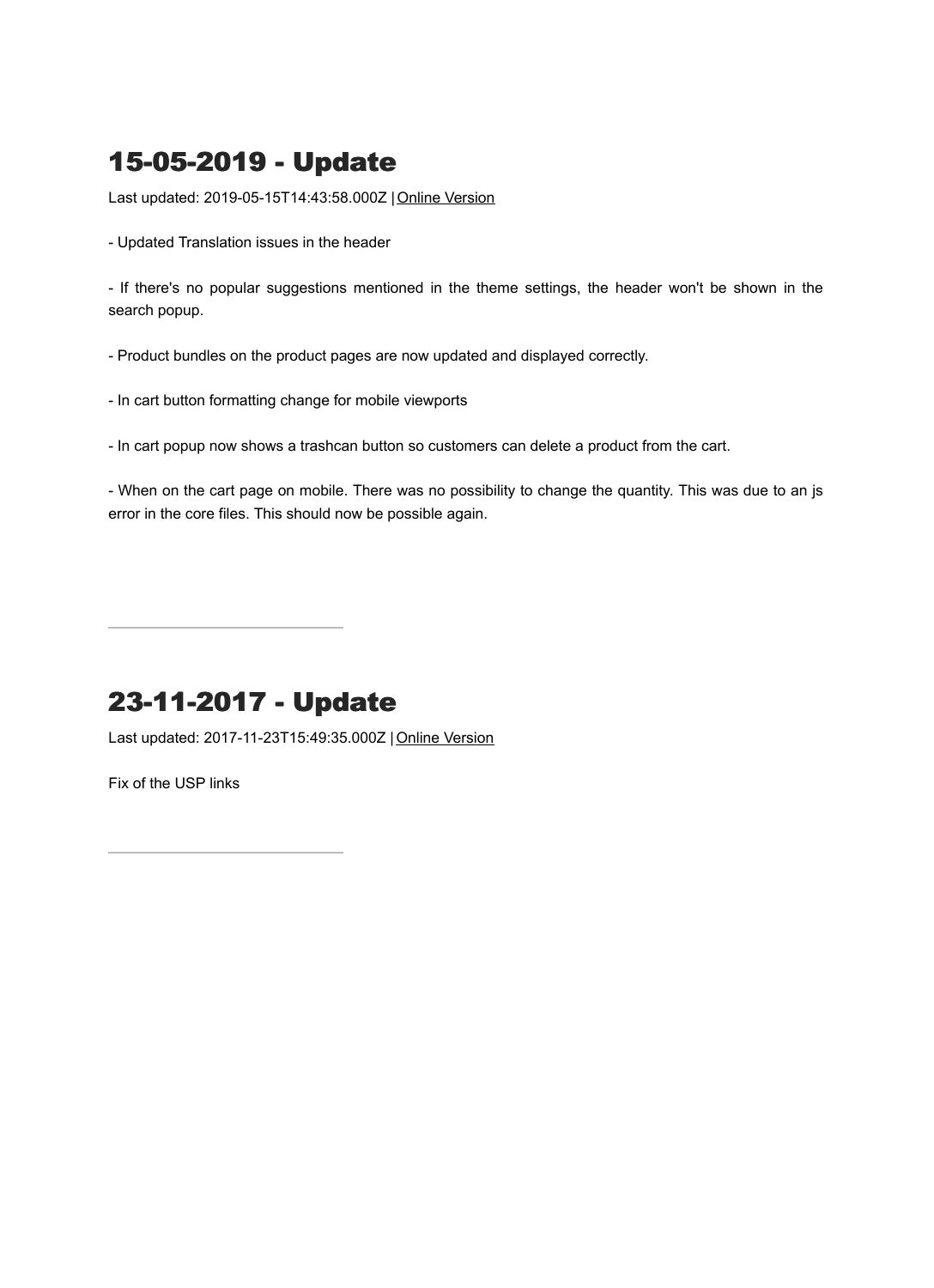## 15-05-2019 - Update

Last updated: 2019-05-15T14:43:58.000Z | Online Version

- Updated Translation issues in the header

- If there's no popular suggestions mentioned in the theme settings, the header won't be shown in the search popup.

- Product bundles on the product pages are now updated and displayed correctly.

- In cart button formatting change for mobile viewports

- In cart popup now shows a trashcan button so customers can delete a product from the cart.

- When on the cart page on mobile. There was no possibility to change the quantity. This was due to an js error in the core files. This should now be possible again.

---

## 23-11-2017 - Update

Last updated: 2017-11-23T15:49:35.000Z | Online Version

Fix of the USP links

---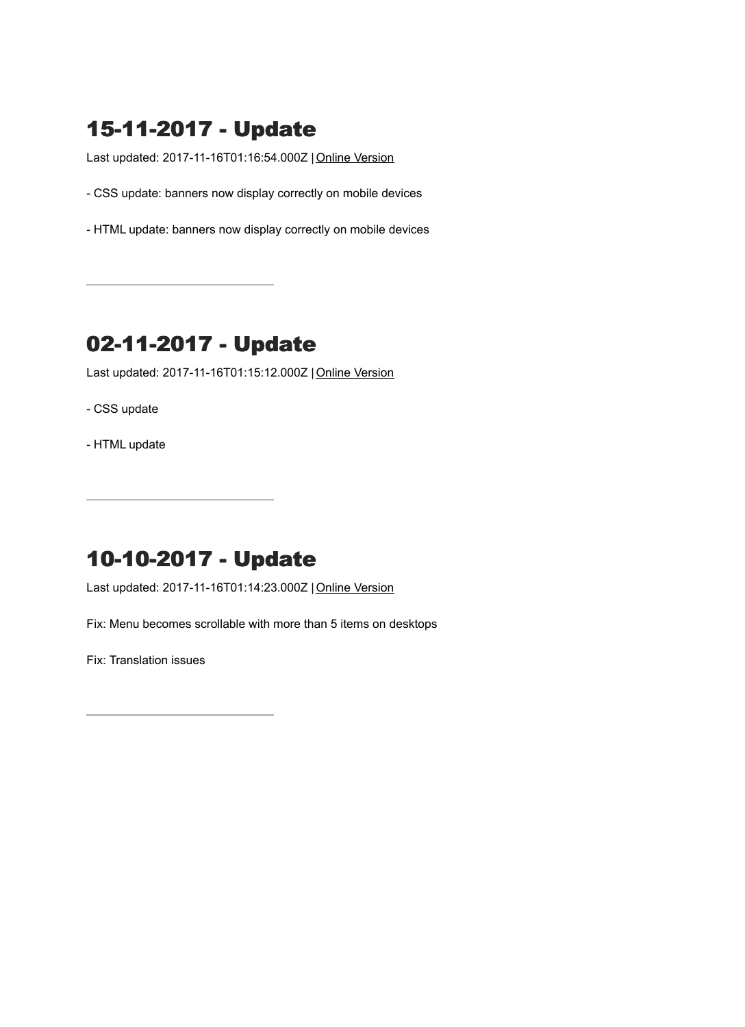## 15-11-2017 - Update

Last updated: 2017-11-16T01:16:54.000Z | Online Version

- CSS update: banners now display correctly on mobile devices

- HTML update: banners now display correctly on mobile devices

---

## 02-11-2017 - Update

Last updated: 2017-11-16T01:15:12.000Z | Online Version

- CSS update

- HTML update

---

## 10-10-2017 - Update

Last updated: 2017-11-16T01:14:23.000Z | Online Version

Fix: Menu becomes scrollable with more than 5 items on desktops

Fix: Translation issues

---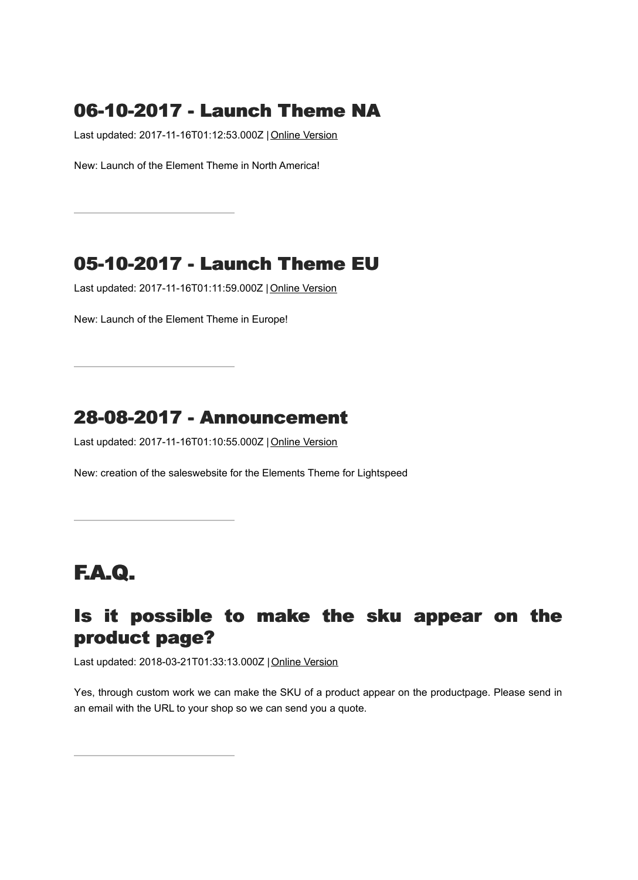## 06-10-2017 - Launch Theme NA

Last updated: 2017-11-16T01:12:53.000Z | Online Version

New: Launch of the Element Theme in North America!

---

## 05-10-2017 - Launch Theme EU

Last updated: 2017-11-16T01:11:59.000Z | Online Version

New: Launch of the Element Theme in Europe!

---

## 28-08-2017 - Announcement

Last updated: 2017-11-16T01:10:55.000Z | Online Version

New: creation of the saleswebsite for the Elements Theme for Lightspeed

---

# F.A.Q.

## Is it possible to make the sku appear on the product page?

Last updated: 2018-03-21T01:33:13.000Z | Online Version

Yes, through custom work we can make the SKU of a product appear on the productpage. Please send in an email with the URL to your shop so we can send you a quote.

---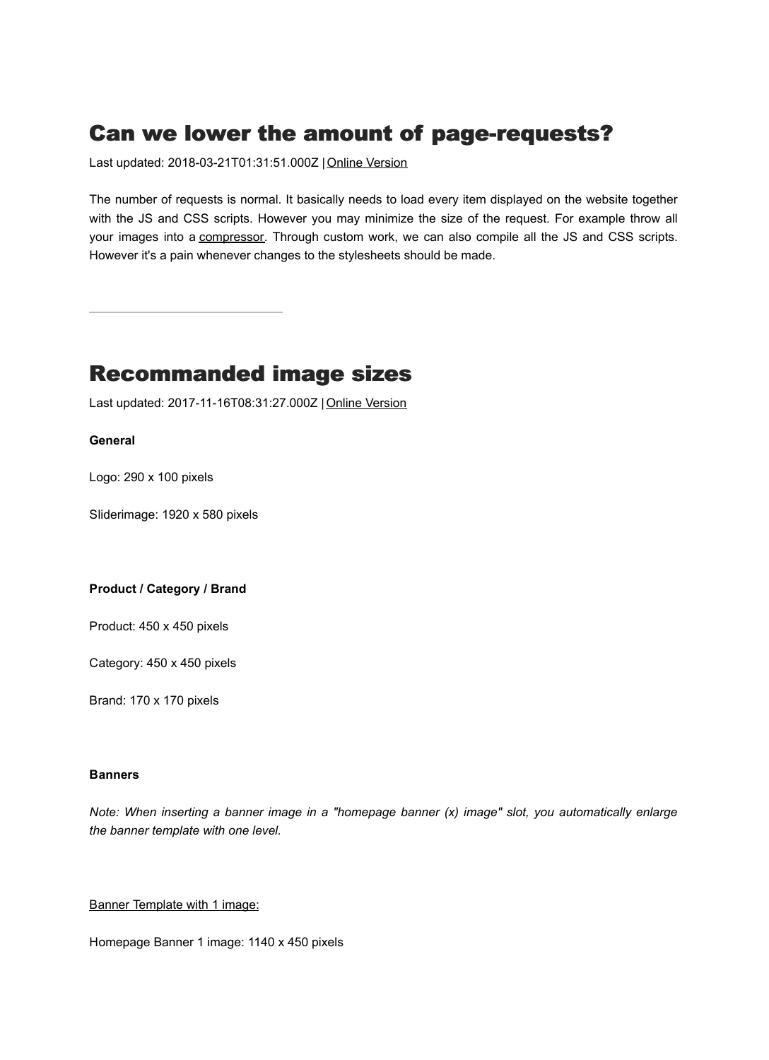# Can we lower the amount of page-requests?

Last updated: 2018-03-21T01:31:51.000Z | Online Version

The number of requests is normal. It basically needs to load every item displayed on the website together with the JS and CSS scripts. However you may minimize the size of the request. For example throw all your images into a compressor. Through custom work, we can also compile all the JS and CSS scripts. However it's a pain whenever changes to the stylesheets should be made.

---

# Recommanded image sizes

Last updated: 2017-11-16T08:31:27.000Z | Online Version

**General**

Logo: 290 x 100 pixels

Sliderimage: 1920 x 580 pixels

**Product / Category / Brand**

Product: 450 x 450 pixels

Category: 450 x 450 pixels

Brand: 170 x 170 pixels

**Banners**

*Note: When inserting a banner image in a "homepage banner (x) image" slot, you automatically enlarge the banner template with one level.*

Banner Template with 1 image:

Homepage Banner 1 image: 1140 x 450 pixels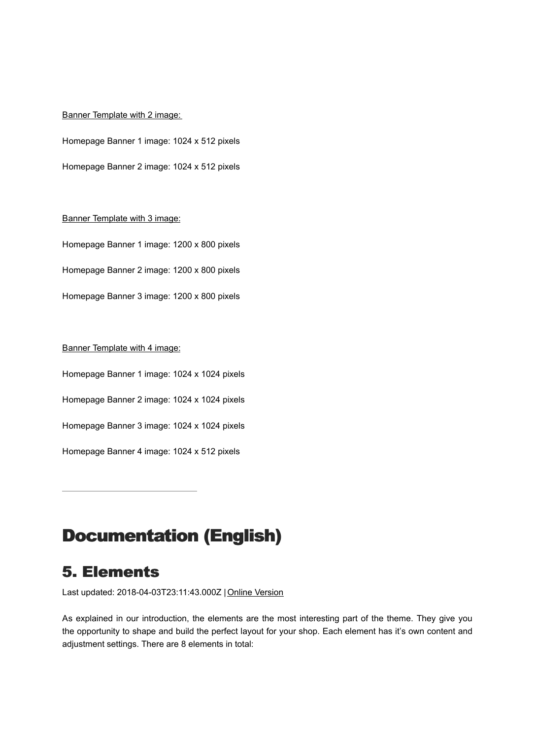<u>Banner Template with 2 image:</u>

Homepage Banner 1 image: 1024 x 512 pixels

Homepage Banner 2 image: 1024 x 512 pixels

<u>Banner Template with 3 image:</u>

Homepage Banner 1 image: 1200 x 800 pixels

Homepage Banner 2 image: 1200 x 800 pixels

Homepage Banner 3 image: 1200 x 800 pixels

<u>Banner Template with 4 image:</u>

Homepage Banner 1 image: 1024 x 1024 pixels

Homepage Banner 2 image: 1024 x 1024 pixels

Homepage Banner 3 image: 1024 x 1024 pixels

Homepage Banner 4 image: 1024 x 512 pixels

---

# Documentation (English)

## 5. Elements

Last updated: 2018-04-03T23:11:43.000Z | Online Version

As explained in our introduction, the elements are the most interesting part of the theme. They give you the opportunity to shape and build the perfect layout for your shop. Each element has it's own content and adjustment settings. There are 8 elements in total: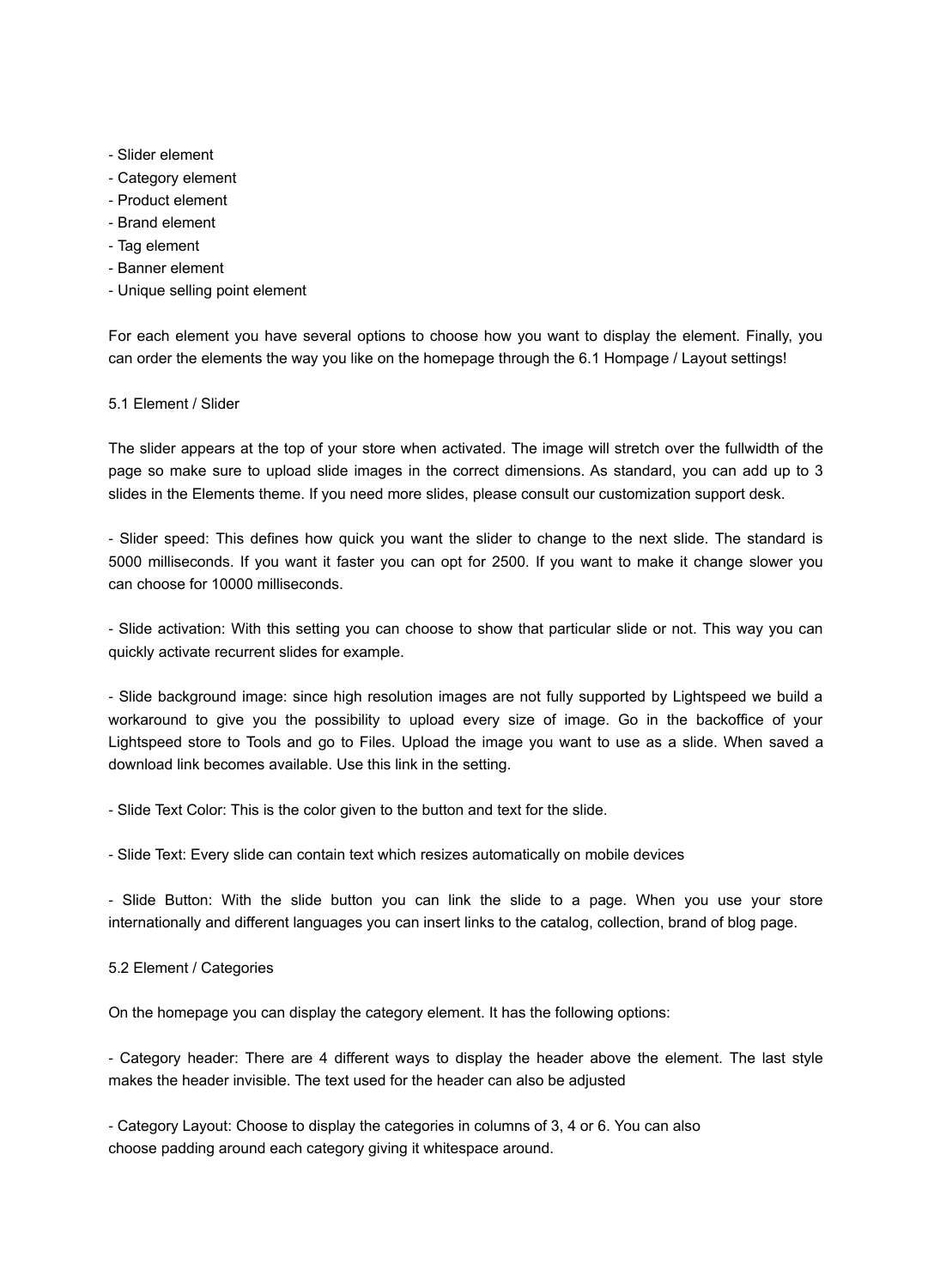- Slider element
- Category element
- Product element
- Brand element
- Tag element
- Banner element
- Unique selling point element

For each element you have several options to choose how you want to display the element. Finally, you can order the elements the way you like on the homepage through the 6.1 Hompage / Layout settings!

## 5.1 Element / Slider

The slider appears at the top of your store when activated. The image will stretch over the fullwidth of the page so make sure to upload slide images in the correct dimensions. As standard, you can add up to 3 slides in the Elements theme. If you need more slides, please consult our customization support desk.

- Slider speed: This defines how quick you want the slider to change to the next slide. The standard is 5000 milliseconds. If you want it faster you can opt for 2500. If you want to make it change slower you can choose for 10000 milliseconds.

- Slide activation: With this setting you can choose to show that particular slide or not. This way you can quickly activate recurrent slides for example.

- Slide background image: since high resolution images are not fully supported by Lightspeed we build a workaround to give you the possibility to upload every size of image. Go in the backoffice of your Lightspeed store to Tools and go to Files. Upload the image you want to use as a slide. When saved a download link becomes available. Use this link in the setting.

- Slide Text Color: This is the color given to the button and text for the slide.

- Slide Text: Every slide can contain text which resizes automatically on mobile devices

- Slide Button: With the slide button you can link the slide to a page. When you use your store internationally and different languages you can insert links to the catalog, collection, brand of blog page.

## 5.2 Element / Categories

On the homepage you can display the category element. It has the following options:

- Category header: There are 4 different ways to display the header above the element. The last style makes the header invisible. The text used for the header can also be adjusted

- Category Layout: Choose to display the categories in columns of 3, 4 or 6. You can also choose padding around each category giving it whitespace around.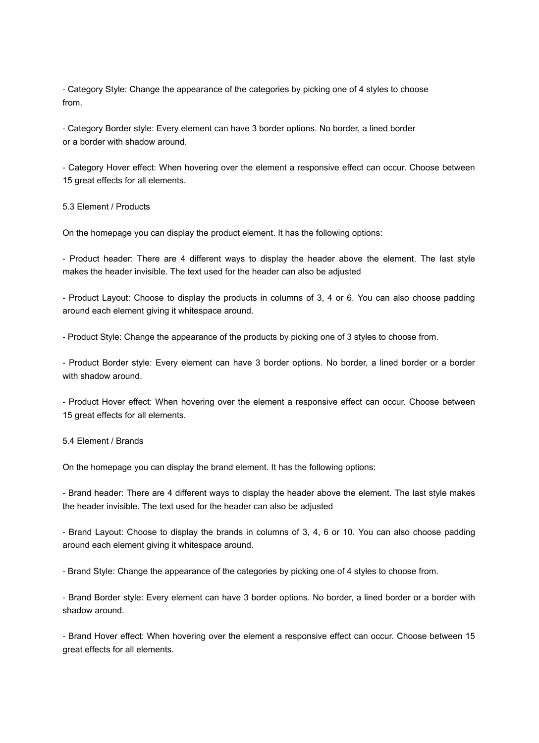- Category Style: Change the appearance of the categories by picking one of 4 styles to choose from.

- Category Border style: Every element can have 3 border options. No border, a lined border or a border with shadow around.

- Category Hover effect: When hovering over the element a responsive effect can occur. Choose between 15 great effects for all elements.

### 5.3 Element / Products

On the homepage you can display the product element. It has the following options:

- Product header: There are 4 different ways to display the header above the element. The last style makes the header invisible. The text used for the header can also be adjusted

- Product Layout: Choose to display the products in columns of 3, 4 or 6. You can also choose padding around each element giving it whitespace around.

- Product Style: Change the appearance of the products by picking one of 3 styles to choose from.

- Product Border style: Every element can have 3 border options. No border, a lined border or a border with shadow around.

- Product Hover effect: When hovering over the element a responsive effect can occur. Choose between 15 great effects for all elements.

### 5.4 Element / Brands

On the homepage you can display the brand element. It has the following options:

- Brand header: There are 4 different ways to display the header above the element. The last style makes the header invisible. The text used for the header can also be adjusted

- Brand Layout: Choose to display the brands in columns of 3, 4, 6 or 10. You can also choose padding around each element giving it whitespace around.

- Brand Style: Change the appearance of the categories by picking one of 4 styles to choose from.

- Brand Border style: Every element can have 3 border options. No border, a lined border or a border with shadow around.

- Brand Hover effect: When hovering over the element a responsive effect can occur. Choose between 15 great effects for all elements.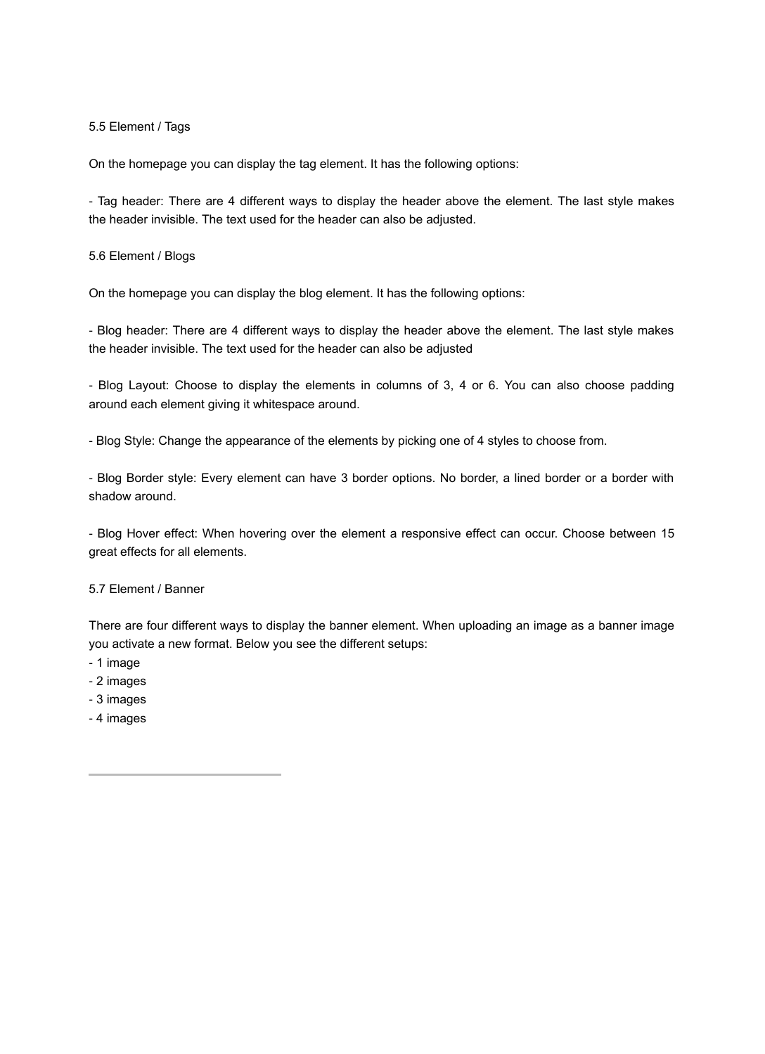### 5.5 Element / Tags

On the homepage you can display the tag element. It has the following options:

- Tag header: There are 4 different ways to display the header above the element. The last style makes the header invisible. The text used for the header can also be adjusted.

### 5.6 Element / Blogs

On the homepage you can display the blog element. It has the following options:

- Blog header: There are 4 different ways to display the header above the element. The last style makes the header invisible. The text used for the header can also be adjusted

- Blog Layout: Choose to display the elements in columns of 3, 4 or 6. You can also choose padding around each element giving it whitespace around.

- Blog Style: Change the appearance of the elements by picking one of 4 styles to choose from.

- Blog Border style: Every element can have 3 border options. No border, a lined border or a border with shadow around.

- Blog Hover effect: When hovering over the element a responsive effect can occur. Choose between 15 great effects for all elements.

### 5.7 Element / Banner

There are four different ways to display the banner element. When uploading an image as a banner image you activate a new format. Below you see the different setups:

- 1 image
- 2 images
- 3 images
- 4 images

---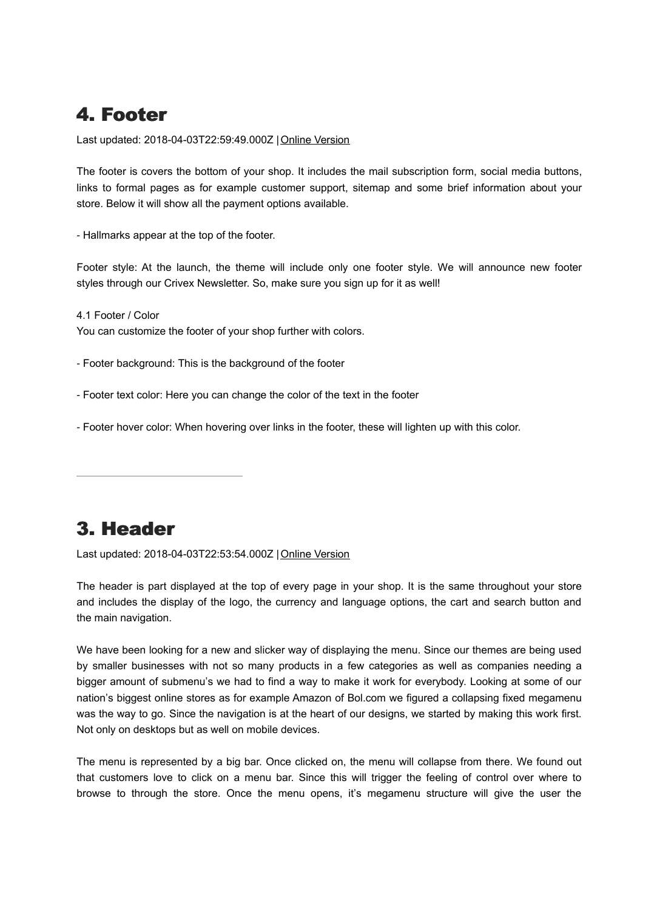# 4. Footer

Last updated: 2018-04-03T22:59:49.000Z | Online Version

The footer is covers the bottom of your shop. It includes the mail subscription form, social media buttons, links to formal pages as for example customer support, sitemap and some brief information about your store. Below it will show all the payment options available.

- Hallmarks appear at the top of the footer.

Footer style: At the launch, the theme will include only one footer style. We will announce new footer styles through our Crivex Newsletter. So, make sure you sign up for it as well!

4.1 Footer / Color
You can customize the footer of your shop further with colors.

- Footer background: This is the background of the footer

- Footer text color: Here you can change the color of the text in the footer

- Footer hover color: When hovering over links in the footer, these will lighten up with this color.

---

# 3. Header

Last updated: 2018-04-03T22:53:54.000Z | Online Version

The header is part displayed at the top of every page in your shop. It is the same throughout your store and includes the display of the logo, the currency and language options, the cart and search button and the main navigation.

We have been looking for a new and slicker way of displaying the menu. Since our themes are being used by smaller businesses with not so many products in a few categories as well as companies needing a bigger amount of submenu's we had to find a way to make it work for everybody. Looking at some of our nation's biggest online stores as for example Amazon of Bol.com we figured a collapsing fixed megamenu was the way to go. Since the navigation is at the heart of our designs, we started by making this work first. Not only on desktops but as well on mobile devices.

The menu is represented by a big bar. Once clicked on, the menu will collapse from there. We found out that customers love to click on a menu bar. Since this will trigger the feeling of control over where to browse to through the store. Once the menu opens, it's megamenu structure will give the user the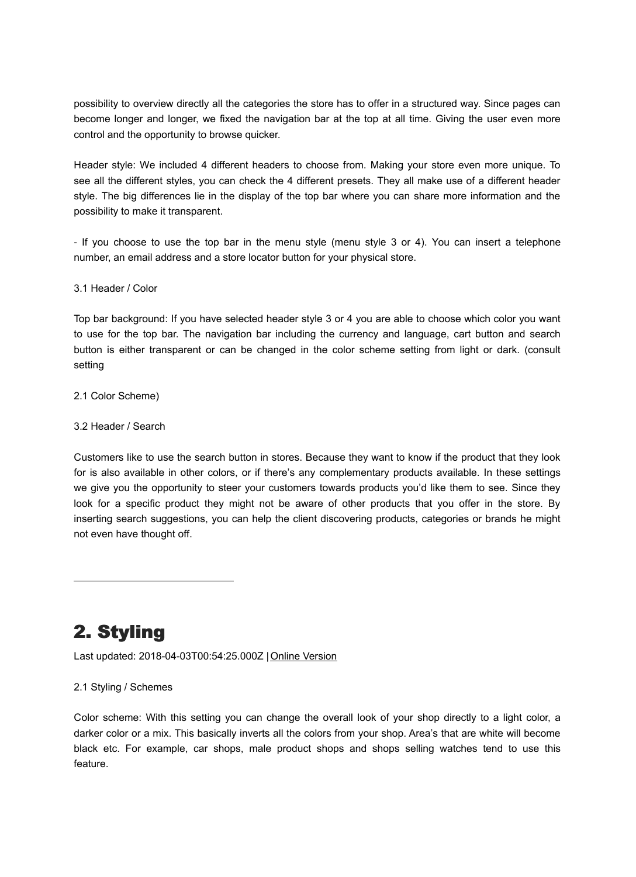possibility to overview directly all the categories the store has to offer in a structured way. Since pages can become longer and longer, we fixed the navigation bar at the top at all time. Giving the user even more control and the opportunity to browse quicker.

Header style: We included 4 different headers to choose from. Making your store even more unique. To see all the different styles, you can check the 4 different presets. They all make use of a different header style. The big differences lie in the display of the top bar where you can share more information and the possibility to make it transparent.

- If you choose to use the top bar in the menu style (menu style 3 or 4). You can insert a telephone number, an email address and a store locator button for your physical store.

3.1 Header / Color

Top bar background: If you have selected header style 3 or 4 you are able to choose which color you want to use for the top bar. The navigation bar including the currency and language, cart button and search button is either transparent or can be changed in the color scheme setting from light or dark. (consult setting

2.1 Color Scheme)

3.2 Header / Search

Customers like to use the search button in stores. Because they want to know if the product that they look for is also available in other colors, or if there's any complementary products available. In these settings we give you the opportunity to steer your customers towards products you'd like them to see. Since they look for a specific product they might not be aware of other products that you offer in the store. By inserting search suggestions, you can help the client discovering products, categories or brands he might not even have thought off.

---

# 2. Styling

Last updated: 2018-04-03T00:54:25.000Z | Online Version

2.1 Styling / Schemes

Color scheme: With this setting you can change the overall look of your shop directly to a light color, a darker color or a mix. This basically inverts all the colors from your shop. Area's that are white will become black etc. For example, car shops, male product shops and shops selling watches tend to use this feature.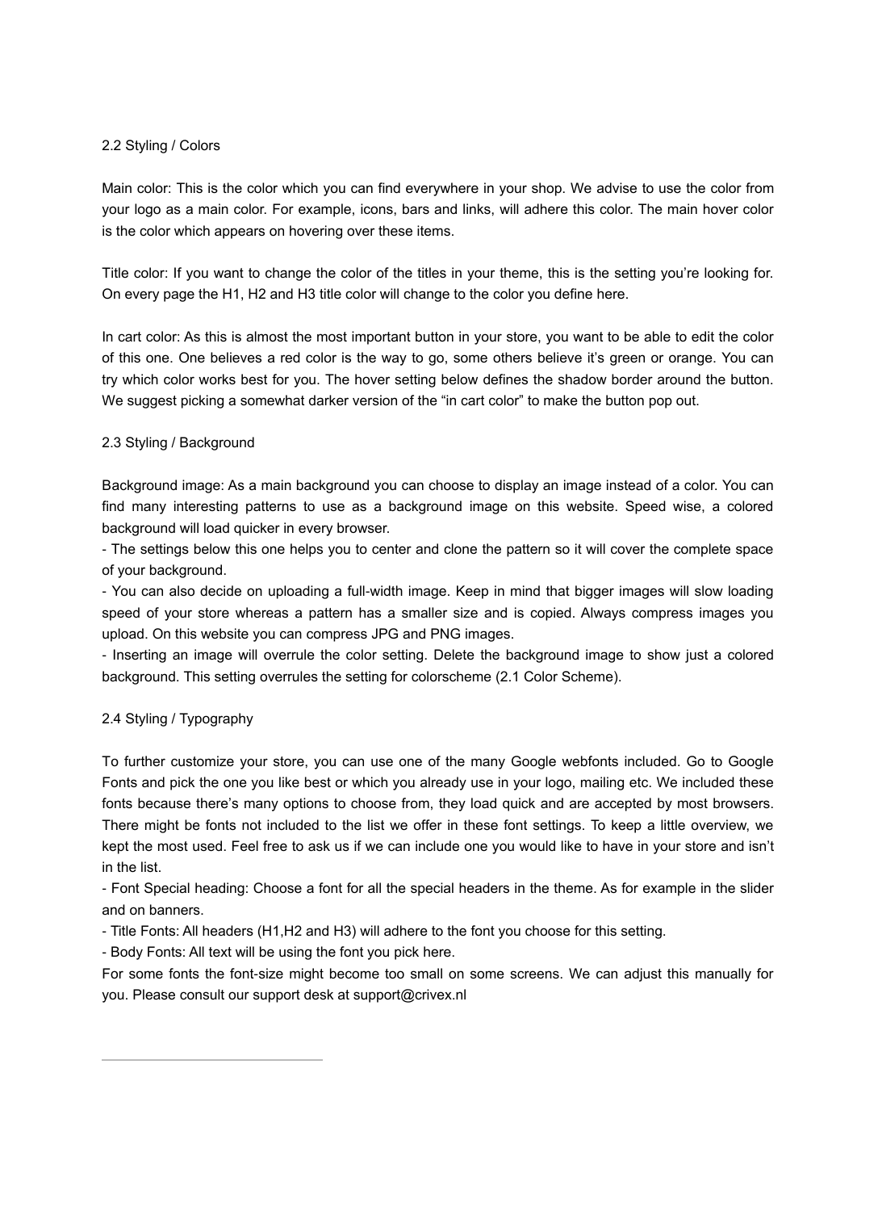## 2.2 Styling / Colors

Main color: This is the color which you can find everywhere in your shop. We advise to use the color from your logo as a main color. For example, icons, bars and links, will adhere this color. The main hover color is the color which appears on hovering over these items.

Title color: If you want to change the color of the titles in your theme, this is the setting you're looking for. On every page the H1, H2 and H3 title color will change to the color you define here.

In cart color: As this is almost the most important button in your store, you want to be able to edit the color of this one. One believes a red color is the way to go, some others believe it's green or orange. You can try which color works best for you. The hover setting below defines the shadow border around the button. We suggest picking a somewhat darker version of the "in cart color" to make the button pop out.

## 2.3 Styling / Background

Background image: As a main background you can choose to display an image instead of a color. You can find many interesting patterns to use as a background image on this website. Speed wise, a colored background will load quicker in every browser.

- The settings below this one helps you to center and clone the pattern so it will cover the complete space of your background.
- You can also decide on uploading a full-width image. Keep in mind that bigger images will slow loading speed of your store whereas a pattern has a smaller size and is copied. Always compress images you upload. On this website you can compress JPG and PNG images.
- Inserting an image will overrule the color setting. Delete the background image to show just a colored background. This setting overrules the setting for colorscheme (2.1 Color Scheme).

## 2.4 Styling / Typography

To further customize your store, you can use one of the many Google webfonts included. Go to Google Fonts and pick the one you like best or which you already use in your logo, mailing etc. We included these fonts because there's many options to choose from, they load quick and are accepted by most browsers. There might be fonts not included to the list we offer in these font settings. To keep a little overview, we kept the most used. Feel free to ask us if we can include one you would like to have in your store and isn't in the list.

- Font Special heading: Choose a font for all the special headers in the theme. As for example in the slider and on banners.
- Title Fonts: All headers (H1,H2 and H3) will adhere to the font you choose for this setting.
- Body Fonts: All text will be using the font you pick here.

For some fonts the font-size might become too small on some screens. We can adjust this manually for you. Please consult our support desk at support@crivex.nl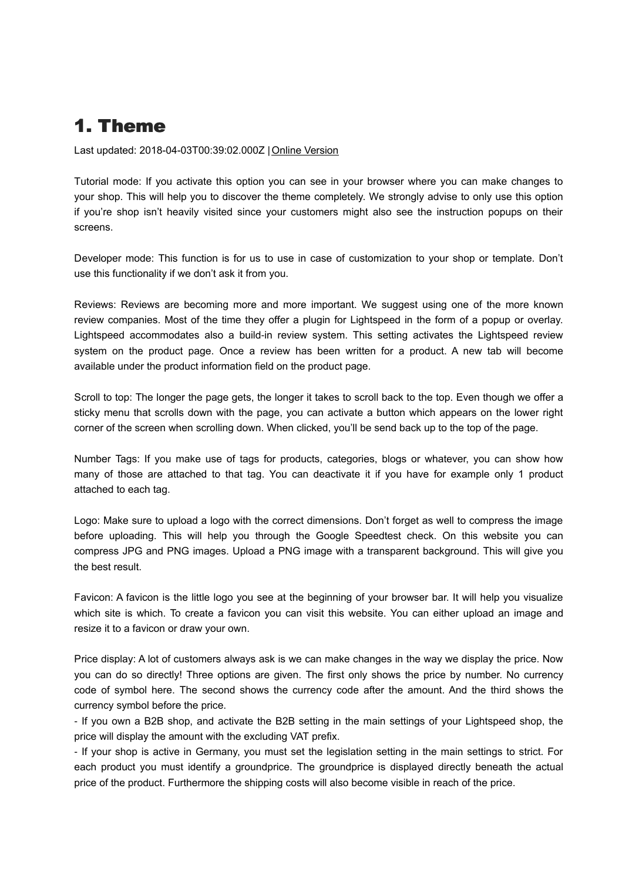# 1. Theme

Last updated: 2018-04-03T00:39:02.000Z | Online Version

Tutorial mode: If you activate this option you can see in your browser where you can make changes to your shop. This will help you to discover the theme completely. We strongly advise to only use this option if you're shop isn't heavily visited since your customers might also see the instruction popups on their screens.

Developer mode: This function is for us to use in case of customization to your shop or template. Don't use this functionality if we don't ask it from you.

Reviews: Reviews are becoming more and more important. We suggest using one of the more known review companies. Most of the time they offer a plugin for Lightspeed in the form of a popup or overlay. Lightspeed accommodates also a build-in review system. This setting activates the Lightspeed review system on the product page. Once a review has been written for a product. A new tab will become available under the product information field on the product page.

Scroll to top: The longer the page gets, the longer it takes to scroll back to the top. Even though we offer a sticky menu that scrolls down with the page, you can activate a button which appears on the lower right corner of the screen when scrolling down. When clicked, you'll be send back up to the top of the page.

Number Tags: If you make use of tags for products, categories, blogs or whatever, you can show how many of those are attached to that tag. You can deactivate it if you have for example only 1 product attached to each tag.

Logo: Make sure to upload a logo with the correct dimensions. Don't forget as well to compress the image before uploading. This will help you through the Google Speedtest check. On this website you can compress JPG and PNG images. Upload a PNG image with a transparent background. This will give you the best result.

Favicon: A favicon is the little logo you see at the beginning of your browser bar. It will help you visualize which site is which. To create a favicon you can visit this website. You can either upload an image and resize it to a favicon or draw your own.

Price display: A lot of customers always ask is we can make changes in the way we display the price. Now you can do so directly! Three options are given. The first only shows the price by number. No currency code of symbol here. The second shows the currency code after the amount. And the third shows the currency symbol before the price.

- If you own a B2B shop, and activate the B2B setting in the main settings of your Lightspeed shop, the price will display the amount with the excluding VAT prefix.
- If your shop is active in Germany, you must set the legislation setting in the main settings to strict. For each product you must identify a groundprice. The groundprice is displayed directly beneath the actual price of the product. Furthermore the shipping costs will also become visible in reach of the price.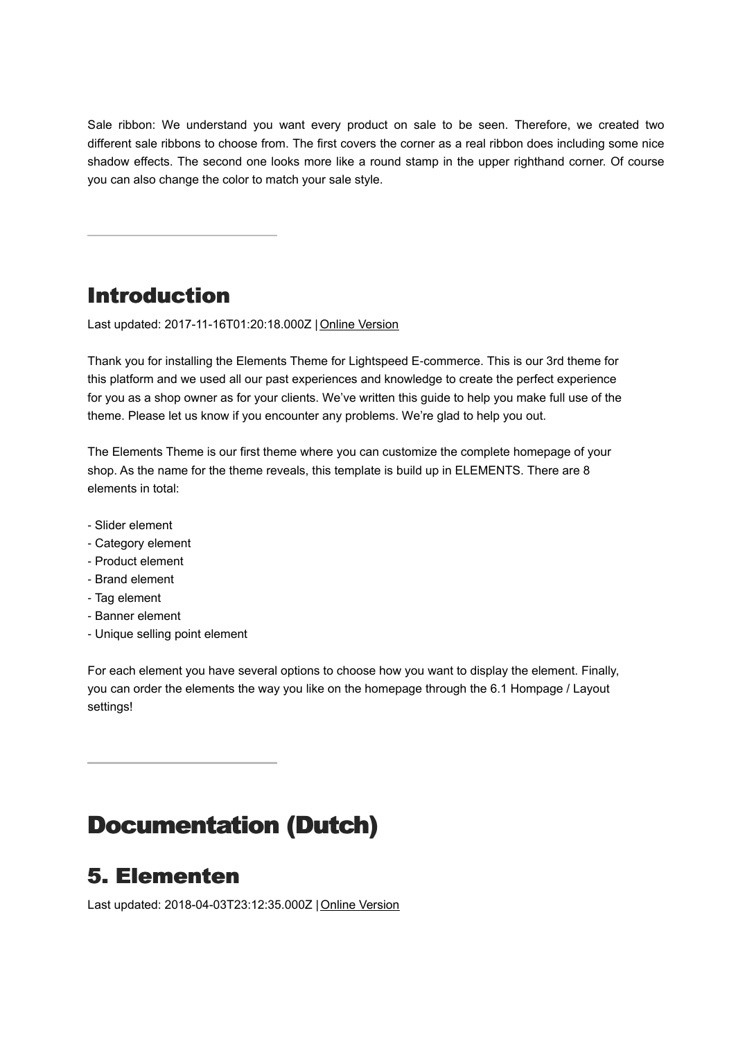Sale ribbon: We understand you want every product on sale to be seen. Therefore, we created two different sale ribbons to choose from. The first covers the corner as a real ribbon does including some nice shadow effects. The second one looks more like a round stamp in the upper righthand corner. Of course you can also change the color to match your sale style.

---

## Introduction

Last updated: 2017-11-16T01:20:18.000Z | Online Version

Thank you for installing the Elements Theme for Lightspeed E-commerce. This is our 3rd theme for this platform and we used all our past experiences and knowledge to create the perfect experience for you as a shop owner as for your clients. We've written this guide to help you make full use of the theme. Please let us know if you encounter any problems. We're glad to help you out.

The Elements Theme is our first theme where you can customize the complete homepage of your shop. As the name for the theme reveals, this template is build up in ELEMENTS. There are 8 elements in total:

- Slider element
- Category element
- Product element
- Brand element
- Tag element
- Banner element
- Unique selling point element

For each element you have several options to choose how you want to display the element. Finally, you can order the elements the way you like on the homepage through the 6.1 Hompage / Layout settings!

---

# Documentation (Dutch)

## 5. Elementen

Last updated: 2018-04-03T23:12:35.000Z | Online Version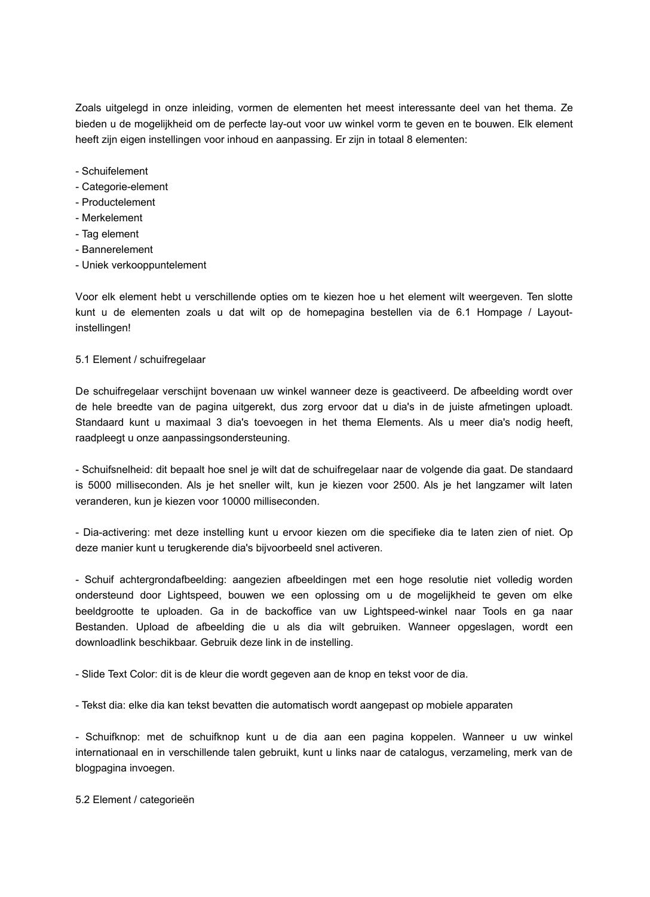Zoals uitgelegd in onze inleiding, vormen de elementen het meest interessante deel van het thema. Ze bieden u de mogelijkheid om de perfecte lay-out voor uw winkel vorm te geven en te bouwen. Elk element heeft zijn eigen instellingen voor inhoud en aanpassing. Er zijn in totaal 8 elementen:

- Schuifelement
- Categorie-element
- Productelement
- Merkelement
- Tag element
- Bannerelement
- Uniek verkooppuntelement

Voor elk element hebt u verschillende opties om te kiezen hoe u het element wilt weergeven. Ten slotte kunt u de elementen zoals u dat wilt op de homepagina bestellen via de 6.1 Hompage / Layout-instellingen!

## 5.1 Element / schuifregelaar

De schuifregelaar verschijnt bovenaan uw winkel wanneer deze is geactiveerd. De afbeelding wordt over de hele breedte van de pagina uitgerekt, dus zorg ervoor dat u dia's in de juiste afmetingen uploadt. Standaard kunt u maximaal 3 dia's toevoegen in het thema Elements. Als u meer dia's nodig heeft, raadpleegt u onze aanpassingsondersteuning.

- Schuifsnelheid: dit bepaalt hoe snel je wilt dat de schuifregelaar naar de volgende dia gaat. De standaard is 5000 milliseconden. Als je het sneller wilt, kun je kiezen voor 2500. Als je het langzamer wilt laten veranderen, kun je kiezen voor 10000 milliseconden.

- Dia-activering: met deze instelling kunt u ervoor kiezen om die specifieke dia te laten zien of niet. Op deze manier kunt u terugkerende dia's bijvoorbeeld snel activeren.

- Schuif achtergrondafbeelding: aangezien afbeeldingen met een hoge resolutie niet volledig worden ondersteund door Lightspeed, bouwen we een oplossing om u de mogelijkheid te geven om elke beeldgrootte te uploaden. Ga in de backoffice van uw Lightspeed-winkel naar Tools en ga naar Bestanden. Upload de afbeelding die u als dia wilt gebruiken. Wanneer opgeslagen, wordt een downloadlink beschikbaar. Gebruik deze link in de instelling.

- Slide Text Color: dit is de kleur die wordt gegeven aan de knop en tekst voor de dia.

- Tekst dia: elke dia kan tekst bevatten die automatisch wordt aangepast op mobiele apparaten

- Schuifknop: met de schuifknop kunt u de dia aan een pagina koppelen. Wanneer u uw winkel internationaal en in verschillende talen gebruikt, kunt u links naar de catalogus, verzameling, merk van de blogpagina invoegen.

## 5.2 Element / categorieën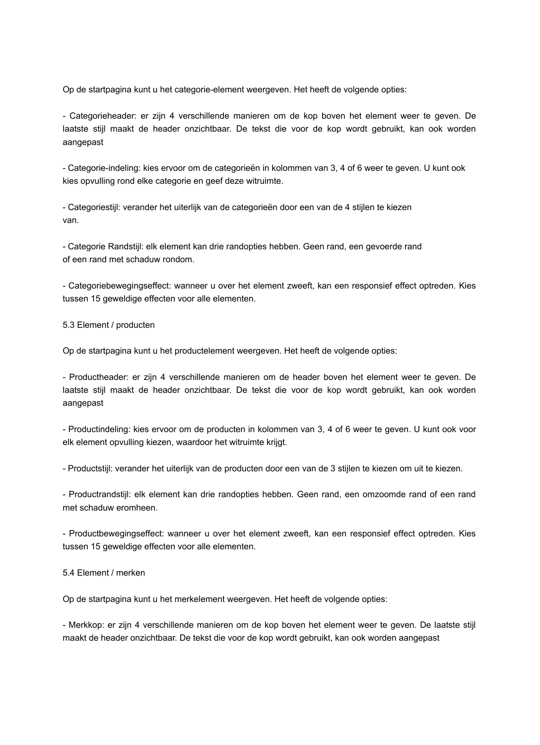Op de startpagina kunt u het categorie-element weergeven. Het heeft de volgende opties:

- Categorieheader: er zijn 4 verschillende manieren om de kop boven het element weer te geven. De laatste stijl maakt de header onzichtbaar. De tekst die voor de kop wordt gebruikt, kan ook worden aangepast

- Categorie-indeling: kies ervoor om de categorieën in kolommen van 3, 4 of 6 weer te geven. U kunt ook kies opvulling rond elke categorie en geef deze witruimte.

- Categoriestijl: verander het uiterlijk van de categorieën door een van de 4 stijlen te kiezen van.

- Categorie Randstijl: elk element kan drie randopties hebben. Geen rand, een gevoerde rand of een rand met schaduw rondom.

- Categoriebewegingseffect: wanneer u over het element zweeft, kan een responsief effect optreden. Kies tussen 15 geweldige effecten voor alle elementen.

5.3 Element / producten

Op de startpagina kunt u het productelement weergeven. Het heeft de volgende opties:

- Productheader: er zijn 4 verschillende manieren om de header boven het element weer te geven. De laatste stijl maakt de header onzichtbaar. De tekst die voor de kop wordt gebruikt, kan ook worden aangepast

- Productindeling: kies ervoor om de producten in kolommen van 3, 4 of 6 weer te geven. U kunt ook voor elk element opvulling kiezen, waardoor het witruimte krijgt.

- Productstijl: verander het uiterlijk van de producten door een van de 3 stijlen te kiezen om uit te kiezen.

- Productrandstijl: elk element kan drie randopties hebben. Geen rand, een omzoomde rand of een rand met schaduw eromheen.

- Productbewegingseffect: wanneer u over het element zweeft, kan een responsief effect optreden. Kies tussen 15 geweldige effecten voor alle elementen.

5.4 Element / merken

Op de startpagina kunt u het merkelement weergeven. Het heeft de volgende opties:

- Merkkop: er zijn 4 verschillende manieren om de kop boven het element weer te geven. De laatste stijl maakt de header onzichtbaar. De tekst die voor de kop wordt gebruikt, kan ook worden aangepast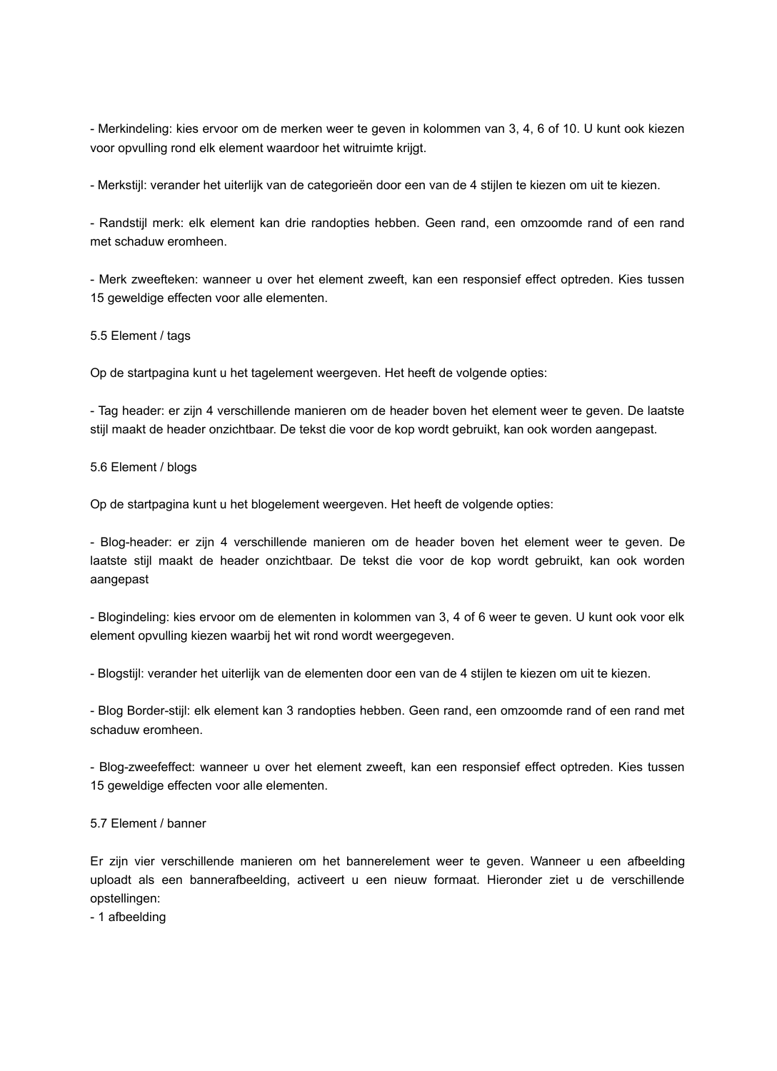- Merkindeling: kies ervoor om de merken weer te geven in kolommen van 3, 4, 6 of 10. U kunt ook kiezen voor opvulling rond elk element waardoor het witruimte krijgt.

- Merkstijl: verander het uiterlijk van de categorieën door een van de 4 stijlen te kiezen om uit te kiezen.

- Randstijl merk: elk element kan drie randopties hebben. Geen rand, een omzoomde rand of een rand met schaduw eromheen.

- Merk zweefteken: wanneer u over het element zweeft, kan een responsief effect optreden. Kies tussen 15 geweldige effecten voor alle elementen.

5.5 Element / tags

Op de startpagina kunt u het tagelement weergeven. Het heeft de volgende opties:

- Tag header: er zijn 4 verschillende manieren om de header boven het element weer te geven. De laatste stijl maakt de header onzichtbaar. De tekst die voor de kop wordt gebruikt, kan ook worden aangepast.

5.6 Element / blogs

Op de startpagina kunt u het blogelement weergeven. Het heeft de volgende opties:

- Blog-header: er zijn 4 verschillende manieren om de header boven het element weer te geven. De laatste stijl maakt de header onzichtbaar. De tekst die voor de kop wordt gebruikt, kan ook worden aangepast

- Blogindeling: kies ervoor om de elementen in kolommen van 3, 4 of 6 weer te geven. U kunt ook voor elk element opvulling kiezen waarbij het wit rond wordt weergegeven.

- Blogstijl: verander het uiterlijk van de elementen door een van de 4 stijlen te kiezen om uit te kiezen.

- Blog Border-stijl: elk element kan 3 randopties hebben. Geen rand, een omzoomde rand of een rand met schaduw eromheen.

- Blog-zweefeffect: wanneer u over het element zweeft, kan een responsief effect optreden. Kies tussen 15 geweldige effecten voor alle elementen.

5.7 Element / banner

Er zijn vier verschillende manieren om het bannerelement weer te geven. Wanneer u een afbeelding uploadt als een bannerafbeelding, activeert u een nieuw formaat. Hieronder ziet u de verschillende opstellingen:
- 1 afbeelding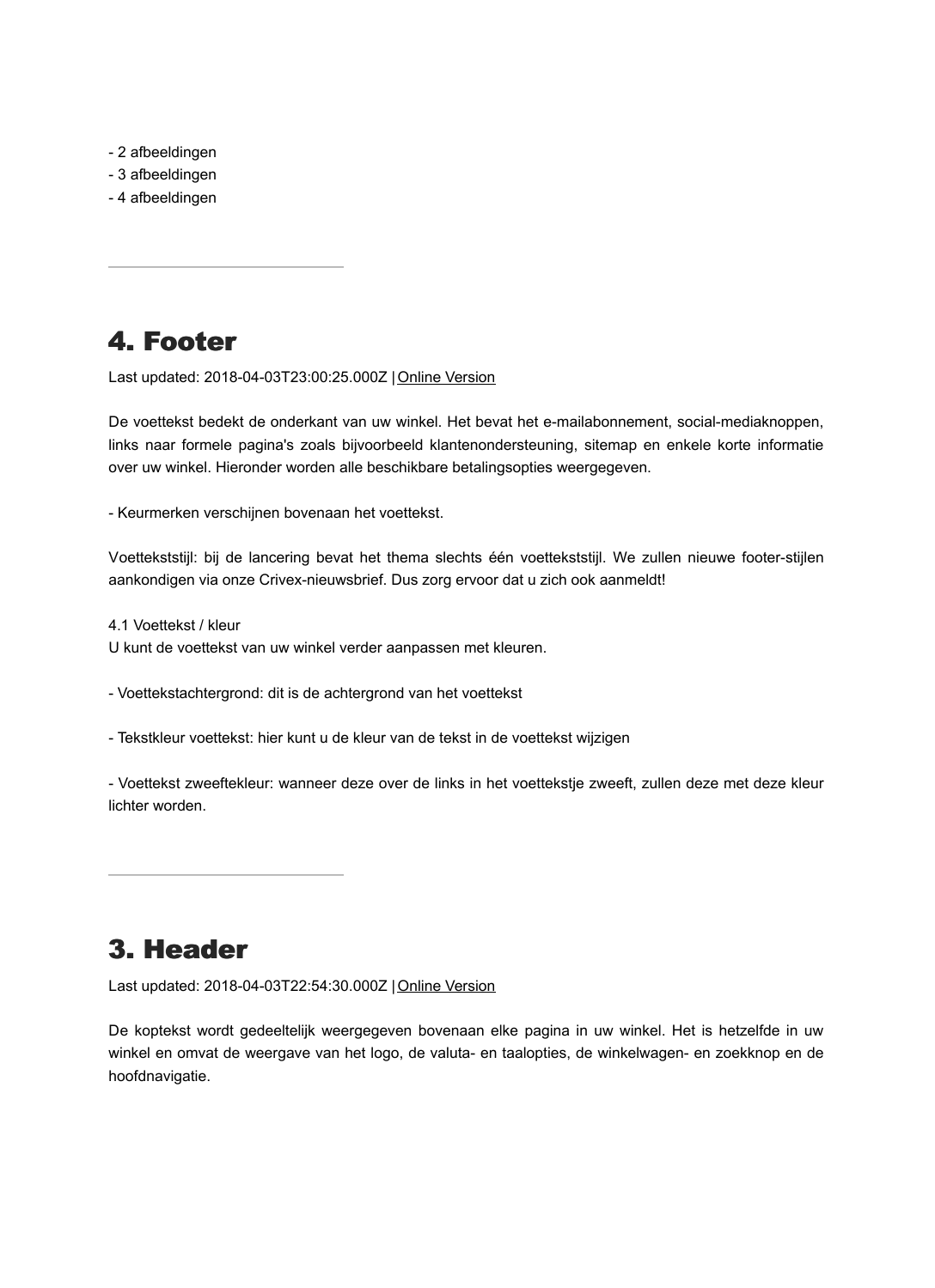- 2 afbeeldingen
- 3 afbeeldingen
- 4 afbeeldingen

---

# 4. Footer

Last updated: 2018-04-03T23:00:25.000Z | Online Version

De voettekst bedekt de onderkant van uw winkel. Het bevat het e-mailabonnement, social-mediaknoppen, links naar formele pagina's zoals bijvoorbeeld klantenondersteuning, sitemap en enkele korte informatie over uw winkel. Hieronder worden alle beschikbare betalingsopties weergegeven.

- Keurmerken verschijnen bovenaan het voettekst.

Voettekststijl: bij de lancering bevat het thema slechts één voettekststijl. We zullen nieuwe footer-stijlen aankondigen via onze Crivex-nieuwsbrief. Dus zorg ervoor dat u zich ook aanmeldt!

4.1 Voettekst / kleur
U kunt de voettekst van uw winkel verder aanpassen met kleuren.

- Voettekstachtergrond: dit is de achtergrond van het voettekst

- Tekstkleur voettekst: hier kunt u de kleur van de tekst in de voettekst wijzigen

- Voettekst zweeftekleur: wanneer deze over de links in het voettekstje zweeft, zullen deze met deze kleur lichter worden.

---

# 3. Header

Last updated: 2018-04-03T22:54:30.000Z | Online Version

De koptekst wordt gedeeltelijk weergegeven bovenaan elke pagina in uw winkel. Het is hetzelfde in uw winkel en omvat de weergave van het logo, de valuta- en taalopties, de winkelwagen- en zoekknop en de hoofdnavigatie.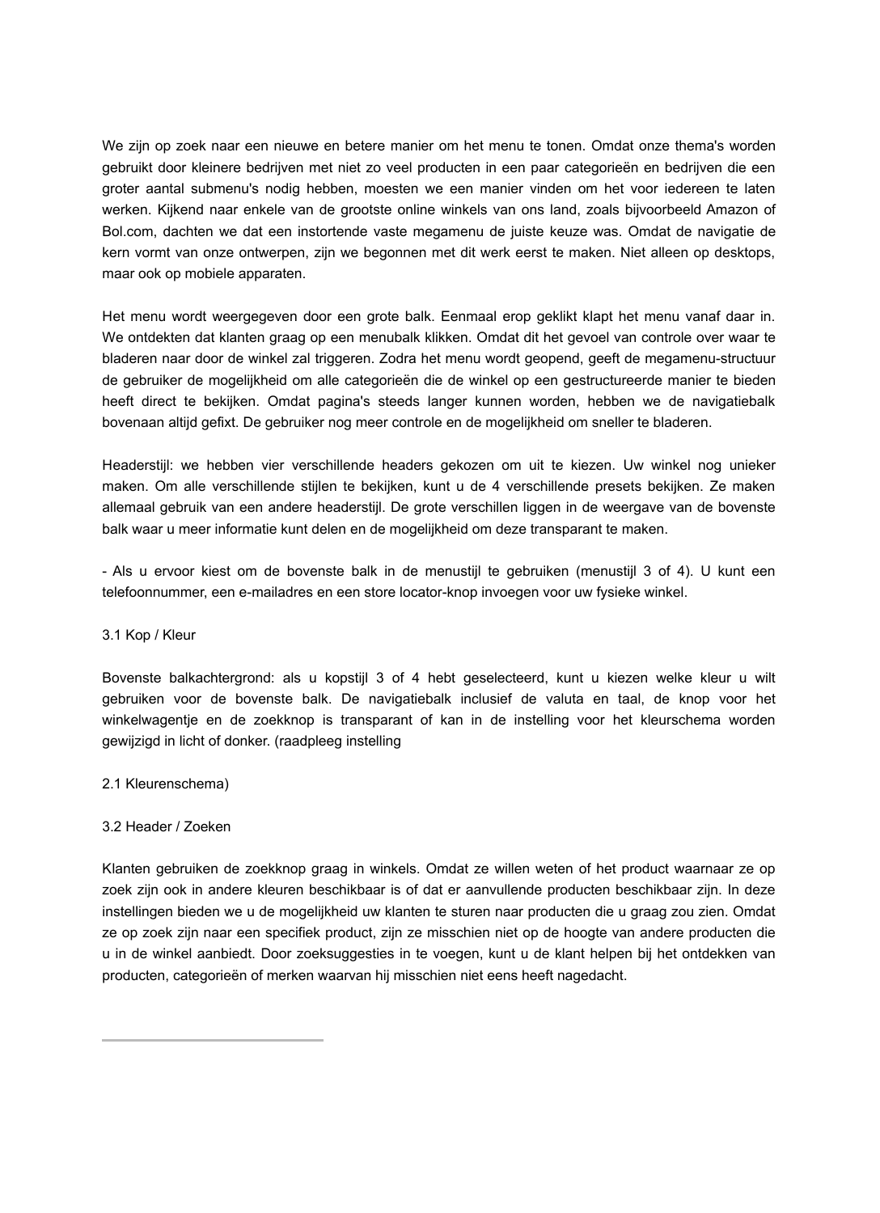We zijn op zoek naar een nieuwe en betere manier om het menu te tonen. Omdat onze thema's worden gebruikt door kleinere bedrijven met niet zo veel producten in een paar categorieën en bedrijven die een groter aantal submenu's nodig hebben, moesten we een manier vinden om het voor iedereen te laten werken. Kijkend naar enkele van de grootste online winkels van ons land, zoals bijvoorbeeld Amazon of Bol.com, dachten we dat een instortende vaste megamenu de juiste keuze was. Omdat de navigatie de kern vormt van onze ontwerpen, zijn we begonnen met dit werk eerst te maken. Niet alleen op desktops, maar ook op mobiele apparaten.

Het menu wordt weergegeven door een grote balk. Eenmaal erop geklikt klapt het menu vanaf daar in. We ontdekten dat klanten graag op een menubalk klikken. Omdat dit het gevoel van controle over waar te bladeren naar door de winkel zal triggeren. Zodra het menu wordt geopend, geeft de megamenu-structuur de gebruiker de mogelijkheid om alle categorieën die de winkel op een gestructureerde manier te bieden heeft direct te bekijken. Omdat pagina's steeds langer kunnen worden, hebben we de navigatiebalk bovenaan altijd gefixt. De gebruiker nog meer controle en de mogelijkheid om sneller te bladeren.

Headerstijl: we hebben vier verschillende headers gekozen om uit te kiezen. Uw winkel nog unieker maken. Om alle verschillende stijlen te bekijken, kunt u de 4 verschillende presets bekijken. Ze maken allemaal gebruik van een andere headerstijl. De grote verschillen liggen in de weergave van de bovenste balk waar u meer informatie kunt delen en de mogelijkheid om deze transparant te maken.

- Als u ervoor kiest om de bovenste balk in de menustijl te gebruiken (menustijl 3 of 4). U kunt een telefoonnummer, een e-mailadres en een store locator-knop invoegen voor uw fysieke winkel.

3.1 Kop / Kleur

Bovenste balkachtergrond: als u kopstijl 3 of 4 hebt geselecteerd, kunt u kiezen welke kleur u wilt gebruiken voor de bovenste balk. De navigatiebalk inclusief de valuta en taal, de knop voor het winkelwagentje en de zoekknop is transparant of kan in de instelling voor het kleurschema worden gewijzigd in licht of donker. (raadpleeg instelling

2.1 Kleurenschema)

3.2 Header / Zoeken

Klanten gebruiken de zoekknop graag in winkels. Omdat ze willen weten of het product waarnaar ze op zoek zijn ook in andere kleuren beschikbaar is of dat er aanvullende producten beschikbaar zijn. In deze instellingen bieden we u de mogelijkheid uw klanten te sturen naar producten die u graag zou zien. Omdat ze op zoek zijn naar een specifiek product, zijn ze misschien niet op de hoogte van andere producten die u in de winkel aanbiedt. Door zoeksuggesties in te voegen, kunt u de klant helpen bij het ontdekken van producten, categorieën of merken waarvan hij misschien niet eens heeft nagedacht.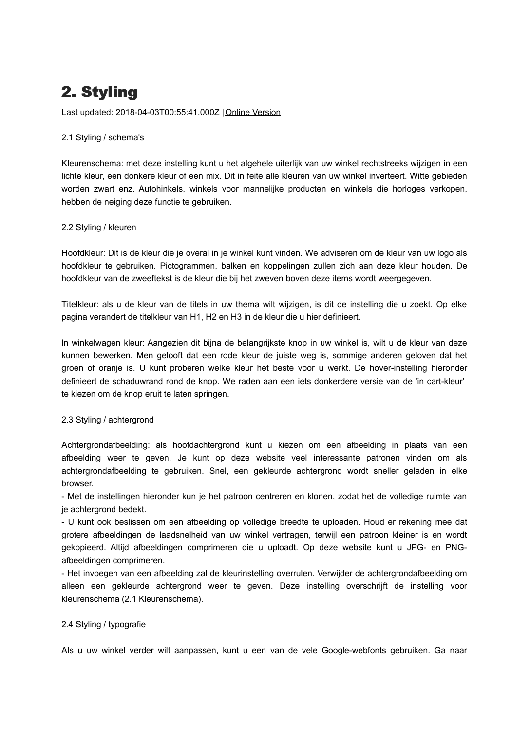# 2. Styling

Last updated: 2018-04-03T00:55:41.000Z | Online Version

2.1 Styling / schema's

Kleurenschema: met deze instelling kunt u het algehele uiterlijk van uw winkel rechtstreeks wijzigen in een lichte kleur, een donkere kleur of een mix. Dit in feite alle kleuren van uw winkel inverteert. Witte gebieden worden zwart enz. Autohinkels, winkels voor mannelijke producten en winkels die horloges verkopen, hebben de neiging deze functie te gebruiken.

2.2 Styling / kleuren

Hoofdkleur: Dit is de kleur die je overal in je winkel kunt vinden. We adviseren om de kleur van uw logo als hoofdkleur te gebruiken. Pictogrammen, balken en koppelingen zullen zich aan deze kleur houden. De hoofdkleur van de zweeftekst is de kleur die bij het zweven boven deze items wordt weergegeven.

Titelkleur: als u de kleur van de titels in uw thema wilt wijzigen, is dit de instelling die u zoekt. Op elke pagina verandert de titelkleur van H1, H2 en H3 in de kleur die u hier definieert.

In winkelwagen kleur: Aangezien dit bijna de belangrijkste knop in uw winkel is, wilt u de kleur van deze kunnen bewerken. Men gelooft dat een rode kleur de juiste weg is, sommige anderen geloven dat het groen of oranje is. U kunt proberen welke kleur het beste voor u werkt. De hover-instelling hieronder definieert de schaduwrand rond de knop. We raden aan een iets donkerdere versie van de 'in cart-kleur' te kiezen om de knop eruit te laten springen.

2.3 Styling / achtergrond

Achtergrondafbeelding: als hoofdachtergrond kunt u kiezen om een afbeelding in plaats van een afbeelding weer te geven. Je kunt op deze website veel interessante patronen vinden om als achtergrondafbeelding te gebruiken. Snel, een gekleurde achtergrond wordt sneller geladen in elke browser.

- Met de instellingen hieronder kun je het patroon centreren en klonen, zodat het de volledige ruimte van je achtergrond bedekt.
- U kunt ook beslissen om een afbeelding op volledige breedte te uploaden. Houd er rekening mee dat grotere afbeeldingen de laadsnelheid van uw winkel vertragen, terwijl een patroon kleiner is en wordt gekopieerd. Altijd afbeeldingen comprimeren die u uploadt. Op deze website kunt u JPG- en PNG-afbeeldingen comprimeren.
- Het invoegen van een afbeelding zal de kleurinstelling overrulen. Verwijder de achtergrondafbeelding om alleen een gekleurde achtergrond weer te geven. Deze instelling overschrijft de instelling voor kleurenschema (2.1 Kleurenschema).

2.4 Styling / typografie

Als u uw winkel verder wilt aanpassen, kunt u een van de vele Google-webfonts gebruiken. Ga naar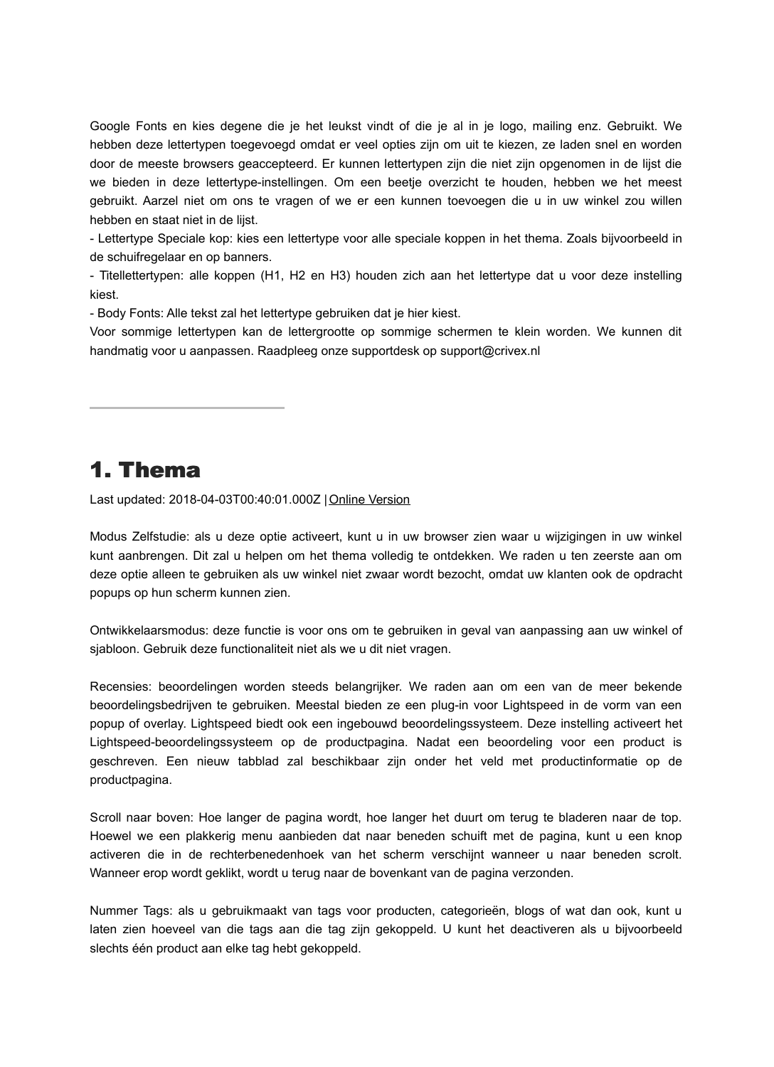Google Fonts en kies degene die je het leukst vindt of die je al in je logo, mailing enz. Gebruikt. We hebben deze lettertypen toegevoegd omdat er veel opties zijn om uit te kiezen, ze laden snel en worden door de meeste browsers geaccepteerd. Er kunnen lettertypen zijn die niet zijn opgenomen in de lijst die we bieden in deze lettertype-instellingen. Om een beetje overzicht te houden, hebben we het meest gebruikt. Aarzel niet om ons te vragen of we er een kunnen toevoegen die u in uw winkel zou willen hebben en staat niet in de lijst.

- Lettertype Speciale kop: kies een lettertype voor alle speciale koppen in het thema. Zoals bijvoorbeeld in de schuifregelaar en op banners.
- Titellettertypen: alle koppen (H1, H2 en H3) houden zich aan het lettertype dat u voor deze instelling kiest.
- Body Fonts: Alle tekst zal het lettertype gebruiken dat je hier kiest.

Voor sommige lettertypen kan de lettergrootte op sommige schermen te klein worden. We kunnen dit handmatig voor u aanpassen. Raadpleeg onze supportdesk op support@crivex.nl

---

# 1. Thema

Last updated: 2018-04-03T00:40:01.000Z | Online Version

Modus Zelfstudie: als u deze optie activeert, kunt u in uw browser zien waar u wijzigingen in uw winkel kunt aanbrengen. Dit zal u helpen om het thema volledig te ontdekken. We raden u ten zeerste aan om deze optie alleen te gebruiken als uw winkel niet zwaar wordt bezocht, omdat uw klanten ook de opdracht popups op hun scherm kunnen zien.

Ontwikkelaarsmodus: deze functie is voor ons om te gebruiken in geval van aanpassing aan uw winkel of sjabloon. Gebruik deze functionaliteit niet als we u dit niet vragen.

Recensies: beoordelingen worden steeds belangrijker. We raden aan om een van de meer bekende beoordelingsbedrijven te gebruiken. Meestal bieden ze een plug-in voor Lightspeed in de vorm van een popup of overlay. Lightspeed biedt ook een ingebouwd beoordelingssysteem. Deze instelling activeert het Lightspeed-beoordelingssysteem op de productpagina. Nadat een beoordeling voor een product is geschreven. Een nieuw tabblad zal beschikbaar zijn onder het veld met productinformatie op de productpagina.

Scroll naar boven: Hoe langer de pagina wordt, hoe langer het duurt om terug te bladeren naar de top. Hoewel we een plakkerig menu aanbieden dat naar beneden schuift met de pagina, kunt u een knop activeren die in de rechterbenedenhoek van het scherm verschijnt wanneer u naar beneden scrolt. Wanneer erop wordt geklikt, wordt u terug naar de bovenkant van de pagina verzonden.

Nummer Tags: als u gebruikmaakt van tags voor producten, categorieën, blogs of wat dan ook, kunt u laten zien hoeveel van die tags aan die tag zijn gekoppeld. U kunt het deactiveren als u bijvoorbeeld slechts één product aan elke tag hebt gekoppeld.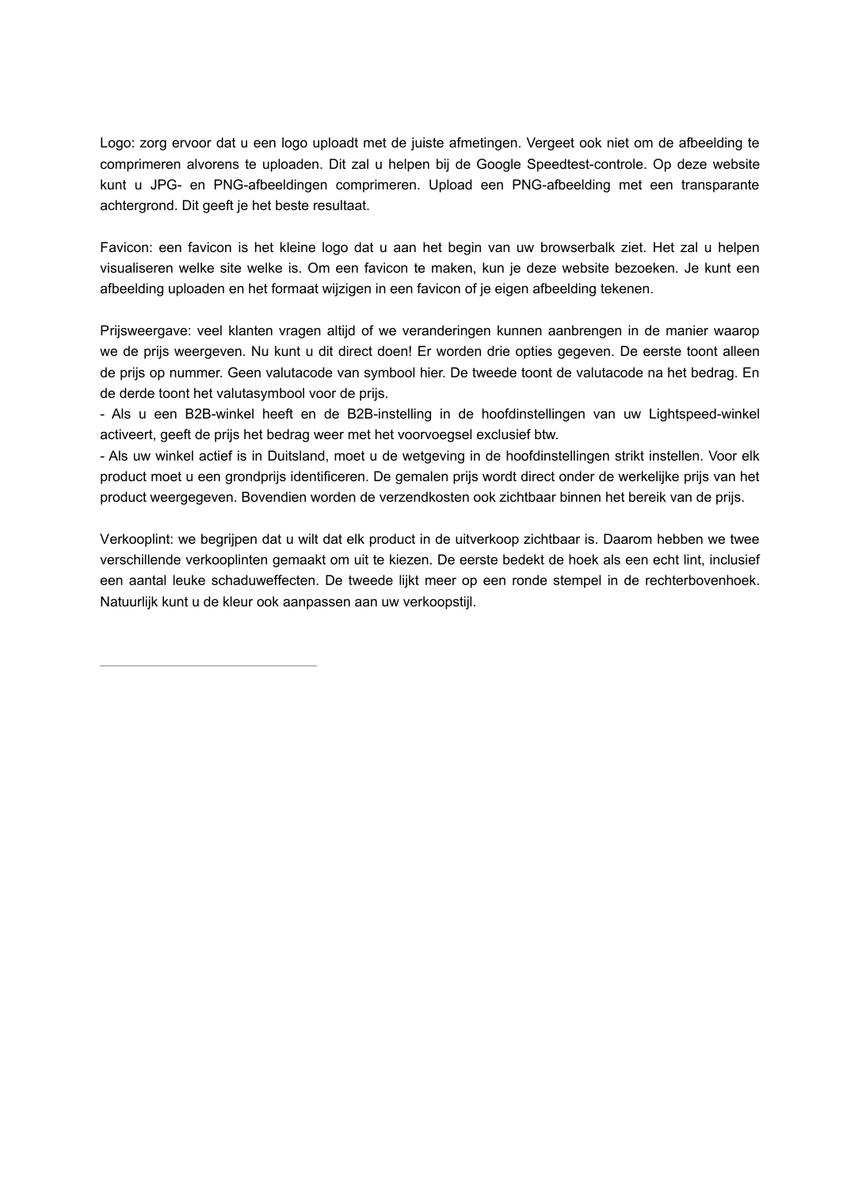Logo: zorg ervoor dat u een logo uploadt met de juiste afmetingen. Vergeet ook niet om de afbeelding te comprimeren alvorens te uploaden. Dit zal u helpen bij de Google Speedtest-controle. Op deze website kunt u JPG- en PNG-afbeeldingen comprimeren. Upload een PNG-afbeelding met een transparante achtergrond. Dit geeft je het beste resultaat.

Favicon: een favicon is het kleine logo dat u aan het begin van uw browserbalk ziet. Het zal u helpen visualiseren welke site welke is. Om een favicon te maken, kun je deze website bezoeken. Je kunt een afbeelding uploaden en het formaat wijzigen in een favicon of je eigen afbeelding tekenen.

Prijsweergave: veel klanten vragen altijd of we veranderingen kunnen aanbrengen in de manier waarop we de prijs weergeven. Nu kunt u dit direct doen! Er worden drie opties gegeven. De eerste toont alleen de prijs op nummer. Geen valutacode van symbool hier. De tweede toont de valutacode na het bedrag. En de derde toont het valutasymbool voor de prijs.

- Als u een B2B-winkel heeft en de B2B-instelling in de hoofdinstellingen van uw Lightspeed-winkel activeert, geeft de prijs het bedrag weer met het voorvoegsel exclusief btw.
- Als uw winkel actief is in Duitsland, moet u de wetgeving in de hoofdinstellingen strikt instellen. Voor elk product moet u een grondprijs identificeren. De gemalen prijs wordt direct onder de werkelijke prijs van het product weergegeven. Bovendien worden de verzendkosten ook zichtbaar binnen het bereik van de prijs.

Verkooplint: we begrijpen dat u wilt dat elk product in de uitverkoop zichtbaar is. Daarom hebben we twee verschillende verkooplinten gemaakt om uit te kiezen. De eerste bedekt de hoek als een echt lint, inclusief een aantal leuke schaduweffecten. De tweede lijkt meer op een ronde stempel in de rechterbovenhoek. Natuurlijk kunt u de kleur ook aanpassen aan uw verkoopstijl.

---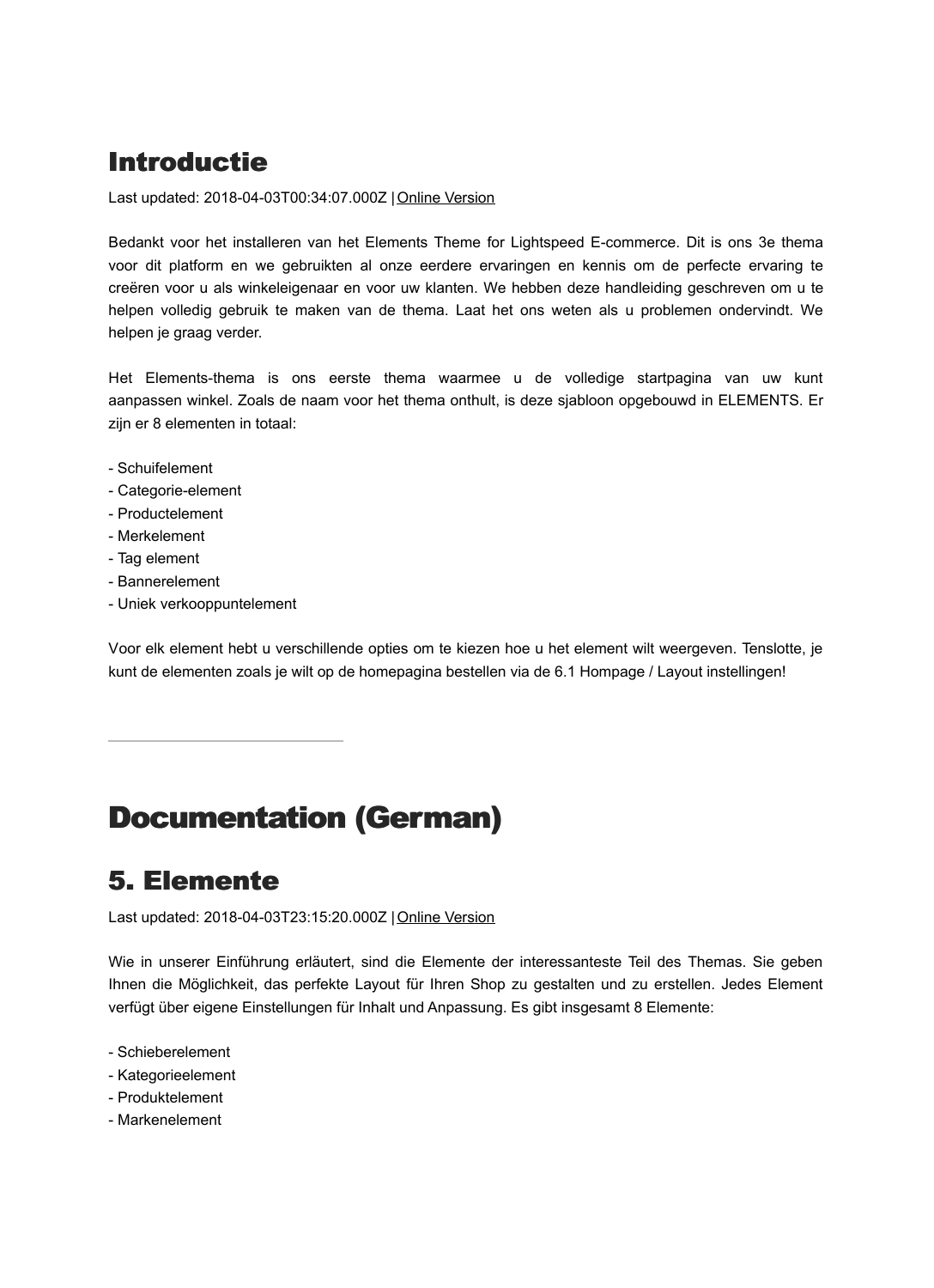# Introductie

Last updated: 2018-04-03T00:34:07.000Z | Online Version

Bedankt voor het installeren van het Elements Theme for Lightspeed E-commerce. Dit is ons 3e thema voor dit platform en we gebruikten al onze eerdere ervaringen en kennis om de perfecte ervaring te creëren voor u als winkeleigenaar en voor uw klanten. We hebben deze handleiding geschreven om u te helpen volledig gebruik te maken van de thema. Laat het ons weten als u problemen ondervindt. We helpen je graag verder.

Het Elements-thema is ons eerste thema waarmee u de volledige startpagina van uw kunt aanpassen winkel. Zoals de naam voor het thema onthult, is deze sjabloon opgebouwd in ELEMENTS. Er zijn er 8 elementen in totaal:

- Schuifelement
- Categorie-element
- Productelement
- Merkelement
- Tag element
- Bannerelement
- Uniek verkooppuntelement

Voor elk element hebt u verschillende opties om te kiezen hoe u het element wilt weergeven. Tenslotte, je kunt de elementen zoals je wilt op de homepagina bestellen via de 6.1 Hompage / Layout instellingen!

---

# Documentation (German)

## 5. Elemente

Last updated: 2018-04-03T23:15:20.000Z | Online Version

Wie in unserer Einführung erläutert, sind die Elemente der interessanteste Teil des Themas. Sie geben Ihnen die Möglichkeit, das perfekte Layout für Ihren Shop zu gestalten und zu erstellen. Jedes Element verfügt über eigene Einstellungen für Inhalt und Anpassung. Es gibt insgesamt 8 Elemente:

- Schieberelement
- Kategorieelement
- Produktelement
- Markenelement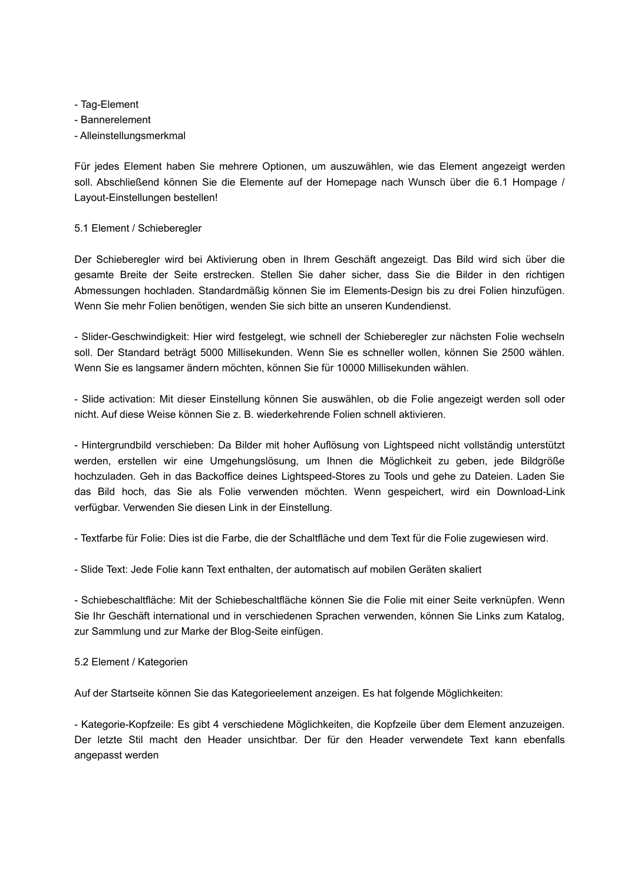- Tag-Element
- Bannerelement
- Alleinstellungsmerkmal

Für jedes Element haben Sie mehrere Optionen, um auszuwählen, wie das Element angezeigt werden soll. Abschließend können Sie die Elemente auf der Homepage nach Wunsch über die 6.1 Hompage / Layout-Einstellungen bestellen!

5.1 Element / Schieberegler

Der Schieberegler wird bei Aktivierung oben in Ihrem Geschäft angezeigt. Das Bild wird sich über die gesamte Breite der Seite erstrecken. Stellen Sie daher sicher, dass Sie die Bilder in den richtigen Abmessungen hochladen. Standardmäßig können Sie im Elements-Design bis zu drei Folien hinzufügen. Wenn Sie mehr Folien benötigen, wenden Sie sich bitte an unseren Kundendienst.

- Slider-Geschwindigkeit: Hier wird festgelegt, wie schnell der Schieberegler zur nächsten Folie wechseln soll. Der Standard beträgt 5000 Millisekunden. Wenn Sie es schneller wollen, können Sie 2500 wählen. Wenn Sie es langsamer ändern möchten, können Sie für 10000 Millisekunden wählen.

- Slide activation: Mit dieser Einstellung können Sie auswählen, ob die Folie angezeigt werden soll oder nicht. Auf diese Weise können Sie z. B. wiederkehrende Folien schnell aktivieren.

- Hintergrundbild verschieben: Da Bilder mit hoher Auflösung von Lightspeed nicht vollständig unterstützt werden, erstellen wir eine Umgehungslösung, um Ihnen die Möglichkeit zu geben, jede Bildgröße hochzuladen. Geh in das Backoffice deines Lightspeed-Stores zu Tools und gehe zu Dateien. Laden Sie das Bild hoch, das Sie als Folie verwenden möchten. Wenn gespeichert, wird ein Download-Link verfügbar. Verwenden Sie diesen Link in der Einstellung.

- Textfarbe für Folie: Dies ist die Farbe, die der Schaltfläche und dem Text für die Folie zugewiesen wird.

- Slide Text: Jede Folie kann Text enthalten, der automatisch auf mobilen Geräten skaliert

- Schiebeschaltfläche: Mit der Schiebeschaltfläche können Sie die Folie mit einer Seite verknüpfen. Wenn Sie Ihr Geschäft international und in verschiedenen Sprachen verwenden, können Sie Links zum Katalog, zur Sammlung und zur Marke der Blog-Seite einfügen.

5.2 Element / Kategorien

Auf der Startseite können Sie das Kategorieelement anzeigen. Es hat folgende Möglichkeiten:

- Kategorie-Kopfzeile: Es gibt 4 verschiedene Möglichkeiten, die Kopfzeile über dem Element anzuzeigen. Der letzte Stil macht den Header unsichtbar. Der für den Header verwendete Text kann ebenfalls angepasst werden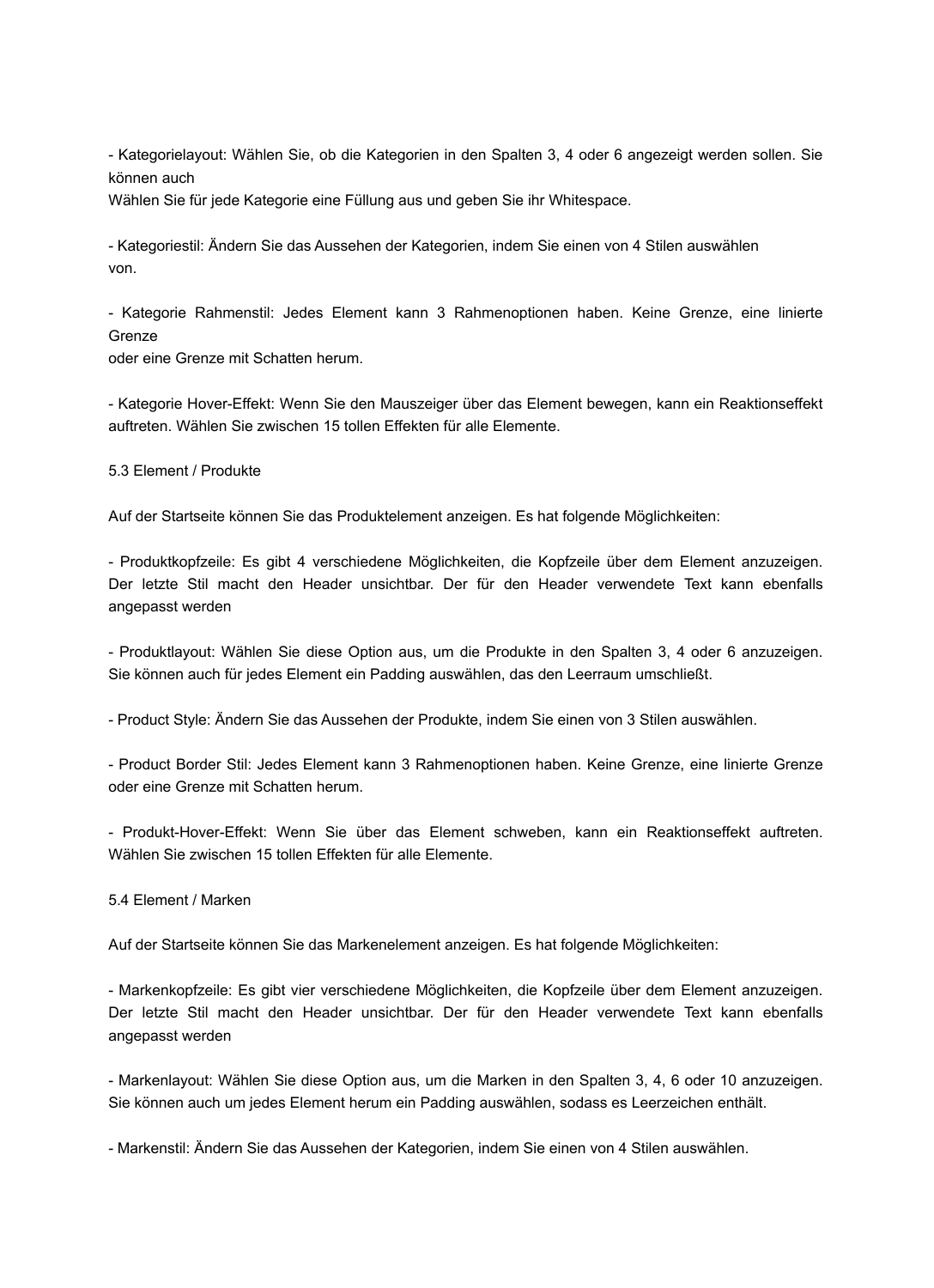- Kategorielayout: Wählen Sie, ob die Kategorien in den Spalten 3, 4 oder 6 angezeigt werden sollen. Sie können auch
Wählen Sie für jede Kategorie eine Füllung aus und geben Sie ihr Whitespace.

- Kategoriestil: Ändern Sie das Aussehen der Kategorien, indem Sie einen von 4 Stilen auswählen
von.

- Kategorie Rahmenstil: Jedes Element kann 3 Rahmenoptionen haben. Keine Grenze, eine linierte Grenze
oder eine Grenze mit Schatten herum.

- Kategorie Hover-Effekt: Wenn Sie den Mauszeiger über das Element bewegen, kann ein Reaktionseffekt auftreten. Wählen Sie zwischen 15 tollen Effekten für alle Elemente.

5.3 Element / Produkte

Auf der Startseite können Sie das Produktelement anzeigen. Es hat folgende Möglichkeiten:

- Produktkopfzeile: Es gibt 4 verschiedene Möglichkeiten, die Kopfzeile über dem Element anzuzeigen. Der letzte Stil macht den Header unsichtbar. Der für den Header verwendete Text kann ebenfalls angepasst werden

- Produktlayout: Wählen Sie diese Option aus, um die Produkte in den Spalten 3, 4 oder 6 anzuzeigen. Sie können auch für jedes Element ein Padding auswählen, das den Leerraum umschließt.

- Product Style: Ändern Sie das Aussehen der Produkte, indem Sie einen von 3 Stilen auswählen.

- Product Border Stil: Jedes Element kann 3 Rahmenoptionen haben. Keine Grenze, eine linierte Grenze oder eine Grenze mit Schatten herum.

- Produkt-Hover-Effekt: Wenn Sie über das Element schweben, kann ein Reaktionseffekt auftreten. Wählen Sie zwischen 15 tollen Effekten für alle Elemente.

5.4 Element / Marken

Auf der Startseite können Sie das Markenelement anzeigen. Es hat folgende Möglichkeiten:

- Markenkopfzeile: Es gibt vier verschiedene Möglichkeiten, die Kopfzeile über dem Element anzuzeigen. Der letzte Stil macht den Header unsichtbar. Der für den Header verwendete Text kann ebenfalls angepasst werden

- Markenlayout: Wählen Sie diese Option aus, um die Marken in den Spalten 3, 4, 6 oder 10 anzuzeigen. Sie können auch um jedes Element herum ein Padding auswählen, sodass es Leerzeichen enthält.

- Markenstil: Ändern Sie das Aussehen der Kategorien, indem Sie einen von 4 Stilen auswählen.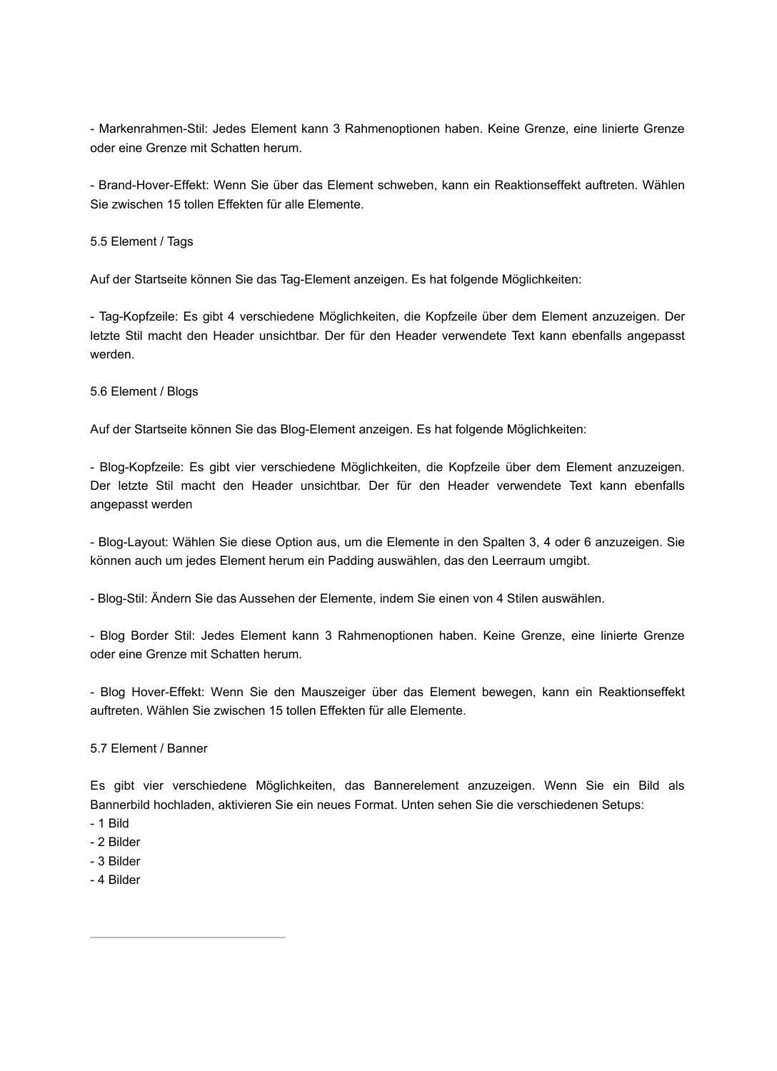- Markenrahmen-Stil: Jedes Element kann 3 Rahmenoptionen haben. Keine Grenze, eine linierte Grenze oder eine Grenze mit Schatten herum.

- Brand-Hover-Effekt: Wenn Sie über das Element schweben, kann ein Reaktionseffekt auftreten. Wählen Sie zwischen 15 tollen Effekten für alle Elemente.

5.5 Element / Tags

Auf der Startseite können Sie das Tag-Element anzeigen. Es hat folgende Möglichkeiten:

- Tag-Kopfzeile: Es gibt 4 verschiedene Möglichkeiten, die Kopfzeile über dem Element anzuzeigen. Der letzte Stil macht den Header unsichtbar. Der für den Header verwendete Text kann ebenfalls angepasst werden.

5.6 Element / Blogs

Auf der Startseite können Sie das Blog-Element anzeigen. Es hat folgende Möglichkeiten:

- Blog-Kopfzeile: Es gibt vier verschiedene Möglichkeiten, die Kopfzeile über dem Element anzuzeigen. Der letzte Stil macht den Header unsichtbar. Der für den Header verwendete Text kann ebenfalls angepasst werden

- Blog-Layout: Wählen Sie diese Option aus, um die Elemente in den Spalten 3, 4 oder 6 anzuzeigen. Sie können auch um jedes Element herum ein Padding auswählen, das den Leerraum umgibt.

- Blog-Stil: Ändern Sie das Aussehen der Elemente, indem Sie einen von 4 Stilen auswählen.

- Blog Border Stil: Jedes Element kann 3 Rahmenoptionen haben. Keine Grenze, eine linierte Grenze oder eine Grenze mit Schatten herum.

- Blog Hover-Effekt: Wenn Sie den Mauszeiger über das Element bewegen, kann ein Reaktionseffekt auftreten. Wählen Sie zwischen 15 tollen Effekten für alle Elemente.

5.7 Element / Banner

Es gibt vier verschiedene Möglichkeiten, das Bannerelement anzuzeigen. Wenn Sie ein Bild als Bannerbild hochladen, aktivieren Sie ein neues Format. Unten sehen Sie die verschiedenen Setups:
- 1 Bild
- 2 Bilder
- 3 Bilder
- 4 Bilder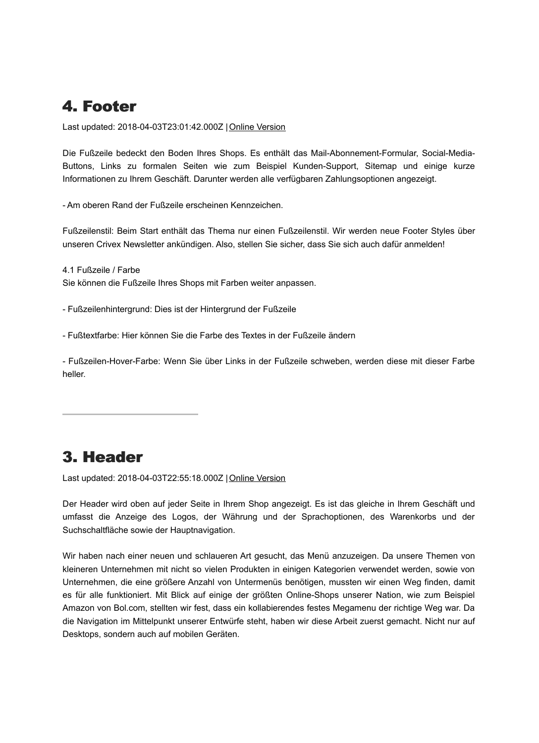# 4. Footer

Last updated: 2018-04-03T23:01:42.000Z | Online Version

Die Fußzeile bedeckt den Boden Ihres Shops. Es enthält das Mail-Abonnement-Formular, Social-Media-Buttons, Links zu formalen Seiten wie zum Beispiel Kunden-Support, Sitemap und einige kurze Informationen zu Ihrem Geschäft. Darunter werden alle verfügbaren Zahlungsoptionen angezeigt.

- Am oberen Rand der Fußzeile erscheinen Kennzeichen.

Fußzeilenstil: Beim Start enthält das Thema nur einen Fußzeilenstil. Wir werden neue Footer Styles über unseren Crivex Newsletter ankündigen. Also, stellen Sie sicher, dass Sie sich auch dafür anmelden!

4.1 Fußzeile / Farbe
Sie können die Fußzeile Ihres Shops mit Farben weiter anpassen.

- Fußzeilenhintergrund: Dies ist der Hintergrund der Fußzeile

- Fußtextfarbe: Hier können Sie die Farbe des Textes in der Fußzeile ändern

- Fußzeilen-Hover-Farbe: Wenn Sie über Links in der Fußzeile schweben, werden diese mit dieser Farbe heller.

---

# 3. Header

Last updated: 2018-04-03T22:55:18.000Z | Online Version

Der Header wird oben auf jeder Seite in Ihrem Shop angezeigt. Es ist das gleiche in Ihrem Geschäft und umfasst die Anzeige des Logos, der Währung und der Sprachoptionen, des Warenkorbs und der Suchschaltfläche sowie der Hauptnavigation.

Wir haben nach einer neuen und schlaueren Art gesucht, das Menü anzuzeigen. Da unsere Themen von kleineren Unternehmen mit nicht so vielen Produkten in einigen Kategorien verwendet werden, sowie von Unternehmen, die eine größere Anzahl von Untermenüs benötigen, mussten wir einen Weg finden, damit es für alle funktioniert. Mit Blick auf einige der größten Online-Shops unserer Nation, wie zum Beispiel Amazon von Bol.com, stellten wir fest, dass ein kollabierendes festes Megamenu der richtige Weg war. Da die Navigation im Mittelpunkt unserer Entwürfe steht, haben wir diese Arbeit zuerst gemacht. Nicht nur auf Desktops, sondern auch auf mobilen Geräten.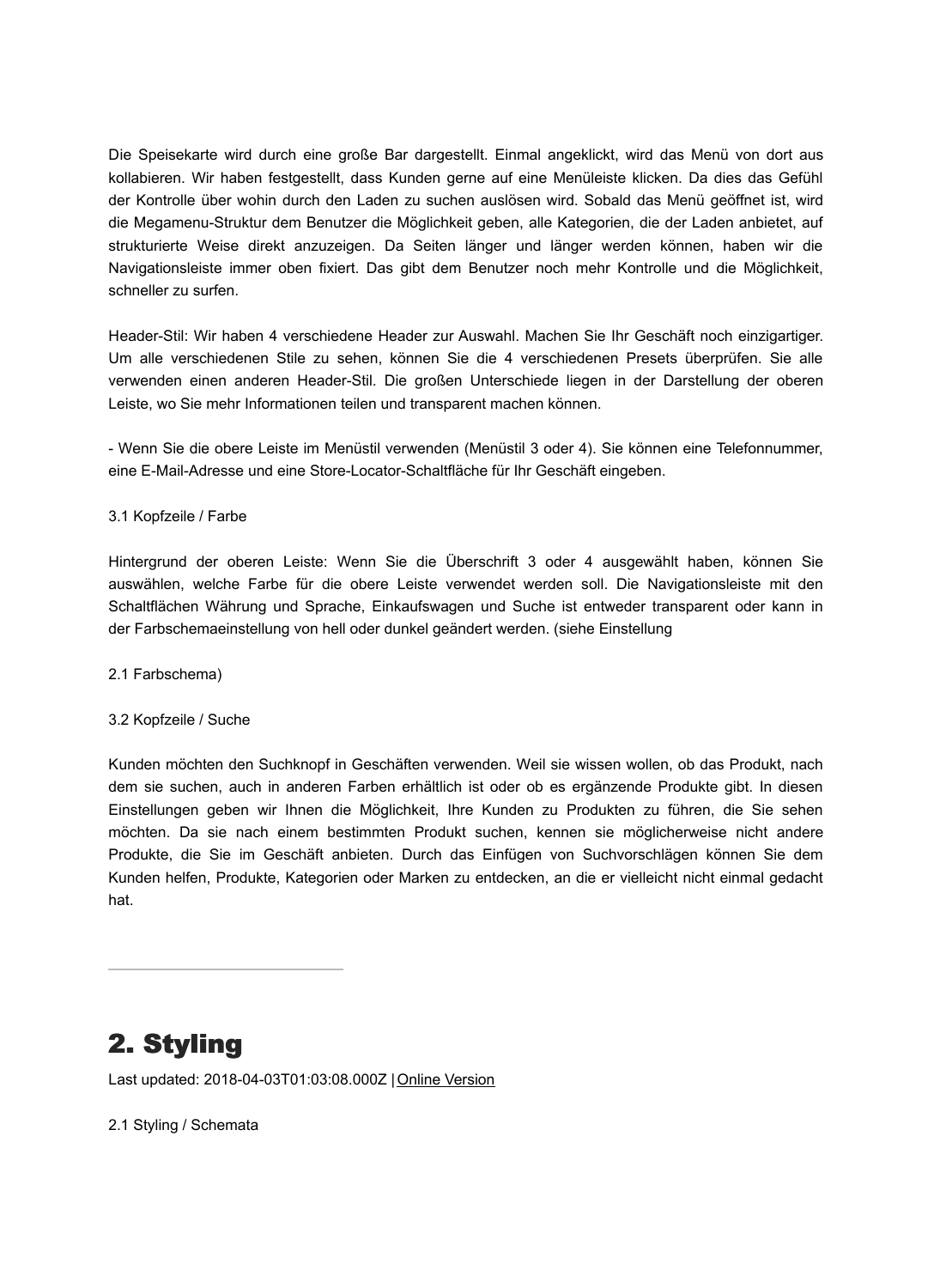Die Speisekarte wird durch eine große Bar dargestellt. Einmal angeklickt, wird das Menü von dort aus kollabieren. Wir haben festgestellt, dass Kunden gerne auf eine Menüleiste klicken. Da dies das Gefühl der Kontrolle über wohin durch den Laden zu suchen auslösen wird. Sobald das Menü geöffnet ist, wird die Megamenu-Struktur dem Benutzer die Möglichkeit geben, alle Kategorien, die der Laden anbietet, auf strukturierte Weise direkt anzuzeigen. Da Seiten länger und länger werden können, haben wir die Navigationsleiste immer oben fixiert. Das gibt dem Benutzer noch mehr Kontrolle und die Möglichkeit, schneller zu surfen.

Header-Stil: Wir haben 4 verschiedene Header zur Auswahl. Machen Sie Ihr Geschäft noch einzigartiger. Um alle verschiedenen Stile zu sehen, können Sie die 4 verschiedenen Presets überprüfen. Sie alle verwenden einen anderen Header-Stil. Die großen Unterschiede liegen in der Darstellung der oberen Leiste, wo Sie mehr Informationen teilen und transparent machen können.

- Wenn Sie die obere Leiste im Menüstil verwenden (Menüstil 3 oder 4). Sie können eine Telefonnummer, eine E-Mail-Adresse und eine Store-Locator-Schaltfläche für Ihr Geschäft eingeben.

3.1 Kopfzeile / Farbe

Hintergrund der oberen Leiste: Wenn Sie die Überschrift 3 oder 4 ausgewählt haben, können Sie auswählen, welche Farbe für die obere Leiste verwendet werden soll. Die Navigationsleiste mit den Schaltflächen Währung und Sprache, Einkaufswagen und Suche ist entweder transparent oder kann in der Farbschemaeinstellung von hell oder dunkel geändert werden. (siehe Einstellung

2.1 Farbschema)

3.2 Kopfzeile / Suche

Kunden möchten den Suchknopf in Geschäften verwenden. Weil sie wissen wollen, ob das Produkt, nach dem sie suchen, auch in anderen Farben erhältlich ist oder ob es ergänzende Produkte gibt. In diesen Einstellungen geben wir Ihnen die Möglichkeit, Ihre Kunden zu Produkten zu führen, die Sie sehen möchten. Da sie nach einem bestimmten Produkt suchen, kennen sie möglicherweise nicht andere Produkte, die Sie im Geschäft anbieten. Durch das Einfügen von Suchvorschlägen können Sie dem Kunden helfen, Produkte, Kategorien oder Marken zu entdecken, an die er vielleicht nicht einmal gedacht hat.

---

# 2. Styling

Last updated: 2018-04-03T01:03:08.000Z | Online Version

2.1 Styling / Schemata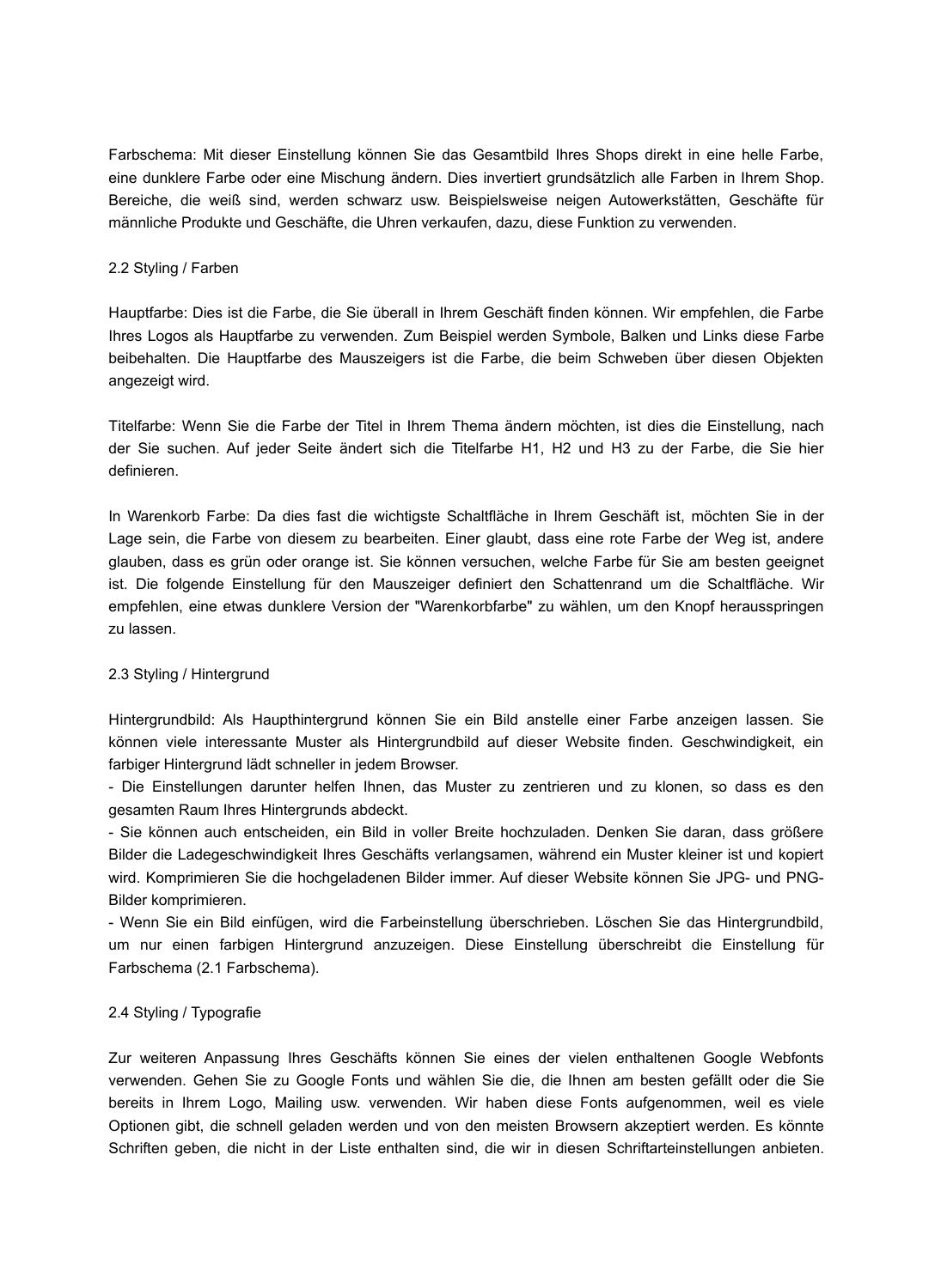Farbschema: Mit dieser Einstellung können Sie das Gesamtbild Ihres Shops direkt in eine helle Farbe, eine dunklere Farbe oder eine Mischung ändern. Dies invertiert grundsätzlich alle Farben in Ihrem Shop. Bereiche, die weiß sind, werden schwarz usw. Beispielsweise neigen Autowerkstätten, Geschäfte für männliche Produkte und Geschäfte, die Uhren verkaufen, dazu, diese Funktion zu verwenden.

## 2.2 Styling / Farben

Hauptfarbe: Dies ist die Farbe, die Sie überall in Ihrem Geschäft finden können. Wir empfehlen, die Farbe Ihres Logos als Hauptfarbe zu verwenden. Zum Beispiel werden Symbole, Balken und Links diese Farbe beibehalten. Die Hauptfarbe des Mauszeigers ist die Farbe, die beim Schweben über diesen Objekten angezeigt wird.

Titelfarbe: Wenn Sie die Farbe der Titel in Ihrem Thema ändern möchten, ist dies die Einstellung, nach der Sie suchen. Auf jeder Seite ändert sich die Titelfarbe H1, H2 und H3 zu der Farbe, die Sie hier definieren.

In Warenkorb Farbe: Da dies fast die wichtigste Schaltfläche in Ihrem Geschäft ist, möchten Sie in der Lage sein, die Farbe von diesem zu bearbeiten. Einer glaubt, dass eine rote Farbe der Weg ist, andere glauben, dass es grün oder orange ist. Sie können versuchen, welche Farbe für Sie am besten geeignet ist. Die folgende Einstellung für den Mauszeiger definiert den Schattenrand um die Schaltfläche. Wir empfehlen, eine etwas dunklere Version der "Warenkorbfarbe" zu wählen, um den Knopf herausspringen zu lassen.

## 2.3 Styling / Hintergrund

Hintergrundbild: Als Haupthintergrund können Sie ein Bild anstelle einer Farbe anzeigen lassen. Sie können viele interessante Muster als Hintergrundbild auf dieser Website finden. Geschwindigkeit, ein farbiger Hintergrund lädt schneller in jedem Browser.
- Die Einstellungen darunter helfen Ihnen, das Muster zu zentrieren und zu klonen, so dass es den gesamten Raum Ihres Hintergrunds abdeckt.
- Sie können auch entscheiden, ein Bild in voller Breite hochzuladen. Denken Sie daran, dass größere Bilder die Ladegeschwindigkeit Ihres Geschäfts verlangsamen, während ein Muster kleiner ist und kopiert wird. Komprimieren Sie die hochgeladenen Bilder immer. Auf dieser Website können Sie JPG- und PNG-Bilder komprimieren.
- Wenn Sie ein Bild einfügen, wird die Farbeinstellung überschrieben. Löschen Sie das Hintergrundbild, um nur einen farbigen Hintergrund anzuzeigen. Diese Einstellung überschreibt die Einstellung für Farbschema (2.1 Farbschema).

## 2.4 Styling / Typografie

Zur weiteren Anpassung Ihres Geschäfts können Sie eines der vielen enthaltenen Google Webfonts verwenden. Gehen Sie zu Google Fonts und wählen Sie die, die Ihnen am besten gefällt oder die Sie bereits in Ihrem Logo, Mailing usw. verwenden. Wir haben diese Fonts aufgenommen, weil es viele Optionen gibt, die schnell geladen werden und von den meisten Browsern akzeptiert werden. Es könnte Schriften geben, die nicht in der Liste enthalten sind, die wir in diesen Schriftarteinstellungen anbieten.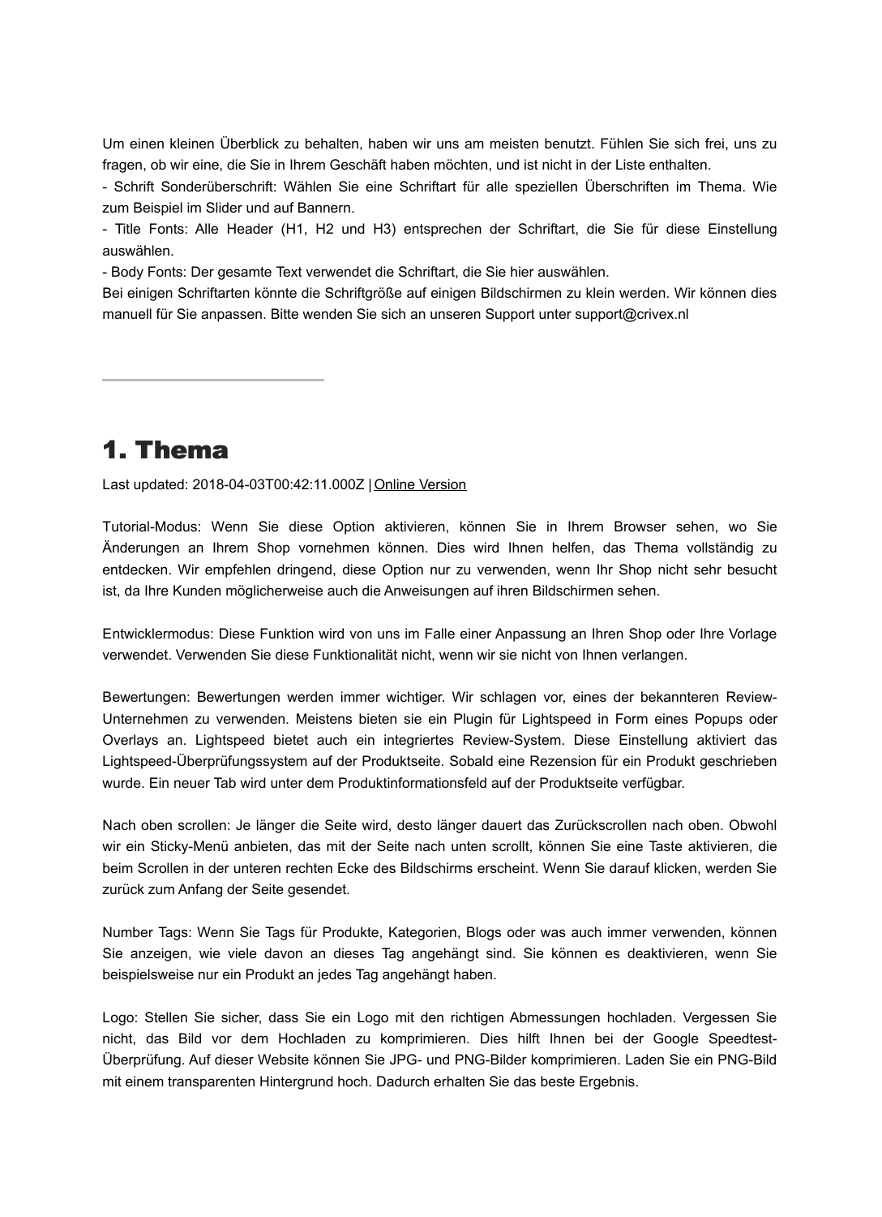Um einen kleinen Überblick zu behalten, haben wir uns am meisten benutzt. Fühlen Sie sich frei, uns zu fragen, ob wir eine, die Sie in Ihrem Geschäft haben möchten, und ist nicht in der Liste enthalten.
- Schrift Sonderüberschrift: Wählen Sie eine Schriftart für alle speziellen Überschriften im Thema. Wie zum Beispiel im Slider und auf Bannern.
- Title Fonts: Alle Header (H1, H2 und H3) entsprechen der Schriftart, die Sie für diese Einstellung auswählen.
- Body Fonts: Der gesamte Text verwendet die Schriftart, die Sie hier auswählen.
Bei einigen Schriftarten könnte die Schriftgröße auf einigen Bildschirmen zu klein werden. Wir können dies manuell für Sie anpassen. Bitte wenden Sie sich an unseren Support unter support@crivex.nl

---

# 1. Thema

Last updated: 2018-04-03T00:42:11.000Z | Online Version

Tutorial-Modus: Wenn Sie diese Option aktivieren, können Sie in Ihrem Browser sehen, wo Sie Änderungen an Ihrem Shop vornehmen können. Dies wird Ihnen helfen, das Thema vollständig zu entdecken. Wir empfehlen dringend, diese Option nur zu verwenden, wenn Ihr Shop nicht sehr besucht ist, da Ihre Kunden möglicherweise auch die Anweisungen auf ihren Bildschirmen sehen.

Entwicklermodus: Diese Funktion wird von uns im Falle einer Anpassung an Ihren Shop oder Ihre Vorlage verwendet. Verwenden Sie diese Funktionalität nicht, wenn wir sie nicht von Ihnen verlangen.

Bewertungen: Bewertungen werden immer wichtiger. Wir schlagen vor, eines der bekannteren Review-Unternehmen zu verwenden. Meistens bieten sie ein Plugin für Lightspeed in Form eines Popups oder Overlays an. Lightspeed bietet auch ein integriertes Review-System. Diese Einstellung aktiviert das Lightspeed-Überprüfungssystem auf der Produktseite. Sobald eine Rezension für ein Produkt geschrieben wurde. Ein neuer Tab wird unter dem Produktinformationsfeld auf der Produktseite verfügbar.

Nach oben scrollen: Je länger die Seite wird, desto länger dauert das Zurückscrollen nach oben. Obwohl wir ein Sticky-Menü anbieten, das mit der Seite nach unten scrollt, können Sie eine Taste aktivieren, die beim Scrollen in der unteren rechten Ecke des Bildschirms erscheint. Wenn Sie darauf klicken, werden Sie zurück zum Anfang der Seite gesendet.

Number Tags: Wenn Sie Tags für Produkte, Kategorien, Blogs oder was auch immer verwenden, können Sie anzeigen, wie viele davon an dieses Tag angehängt sind. Sie können es deaktivieren, wenn Sie beispielsweise nur ein Produkt an jedes Tag angehängt haben.

Logo: Stellen Sie sicher, dass Sie ein Logo mit den richtigen Abmessungen hochladen. Vergessen Sie nicht, das Bild vor dem Hochladen zu komprimieren. Dies hilft Ihnen bei der Google Speedtest-Überprüfung. Auf dieser Website können Sie JPG- und PNG-Bilder komprimieren. Laden Sie ein PNG-Bild mit einem transparenten Hintergrund hoch. Dadurch erhalten Sie das beste Ergebnis.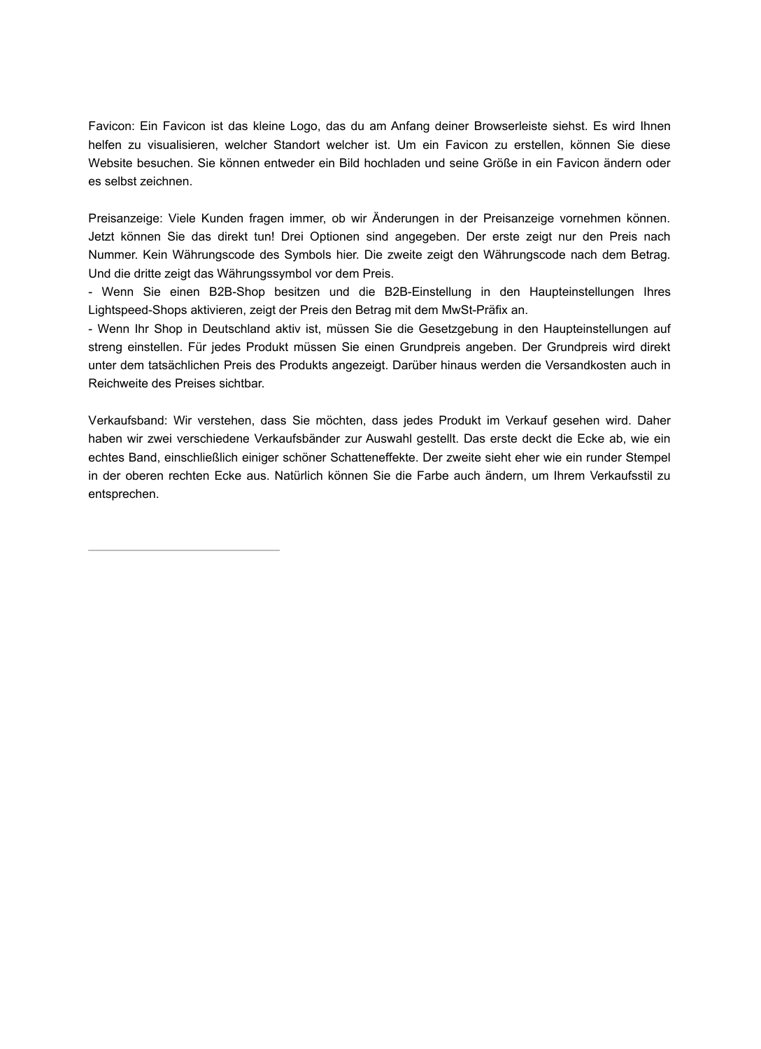Favicon: Ein Favicon ist das kleine Logo, das du am Anfang deiner Browserleiste siehst. Es wird Ihnen helfen zu visualisieren, welcher Standort welcher ist. Um ein Favicon zu erstellen, können Sie diese Website besuchen. Sie können entweder ein Bild hochladen und seine Größe in ein Favicon ändern oder es selbst zeichnen.

Preisanzeige: Viele Kunden fragen immer, ob wir Änderungen in der Preisanzeige vornehmen können. Jetzt können Sie das direkt tun! Drei Optionen sind angegeben. Der erste zeigt nur den Preis nach Nummer. Kein Währungscode des Symbols hier. Die zweite zeigt den Währungscode nach dem Betrag. Und die dritte zeigt das Währungssymbol vor dem Preis.

- Wenn Sie einen B2B-Shop besitzen und die B2B-Einstellung in den Haupteinstellungen Ihres Lightspeed-Shops aktivieren, zeigt der Preis den Betrag mit dem MwSt-Präfix an.
- Wenn Ihr Shop in Deutschland aktiv ist, müssen Sie die Gesetzgebung in den Haupteinstellungen auf streng einstellen. Für jedes Produkt müssen Sie einen Grundpreis angeben. Der Grundpreis wird direkt unter dem tatsächlichen Preis des Produkts angezeigt. Darüber hinaus werden die Versandkosten auch in Reichweite des Preises sichtbar.

Verkaufsband: Wir verstehen, dass Sie möchten, dass jedes Produkt im Verkauf gesehen wird. Daher haben wir zwei verschiedene Verkaufsbänder zur Auswahl gestellt. Das erste deckt die Ecke ab, wie ein echtes Band, einschließlich einiger schöner Schatteneffekte. Der zweite sieht eher wie ein runder Stempel in der oberen rechten Ecke aus. Natürlich können Sie die Farbe auch ändern, um Ihrem Verkaufsstil zu entsprechen.

---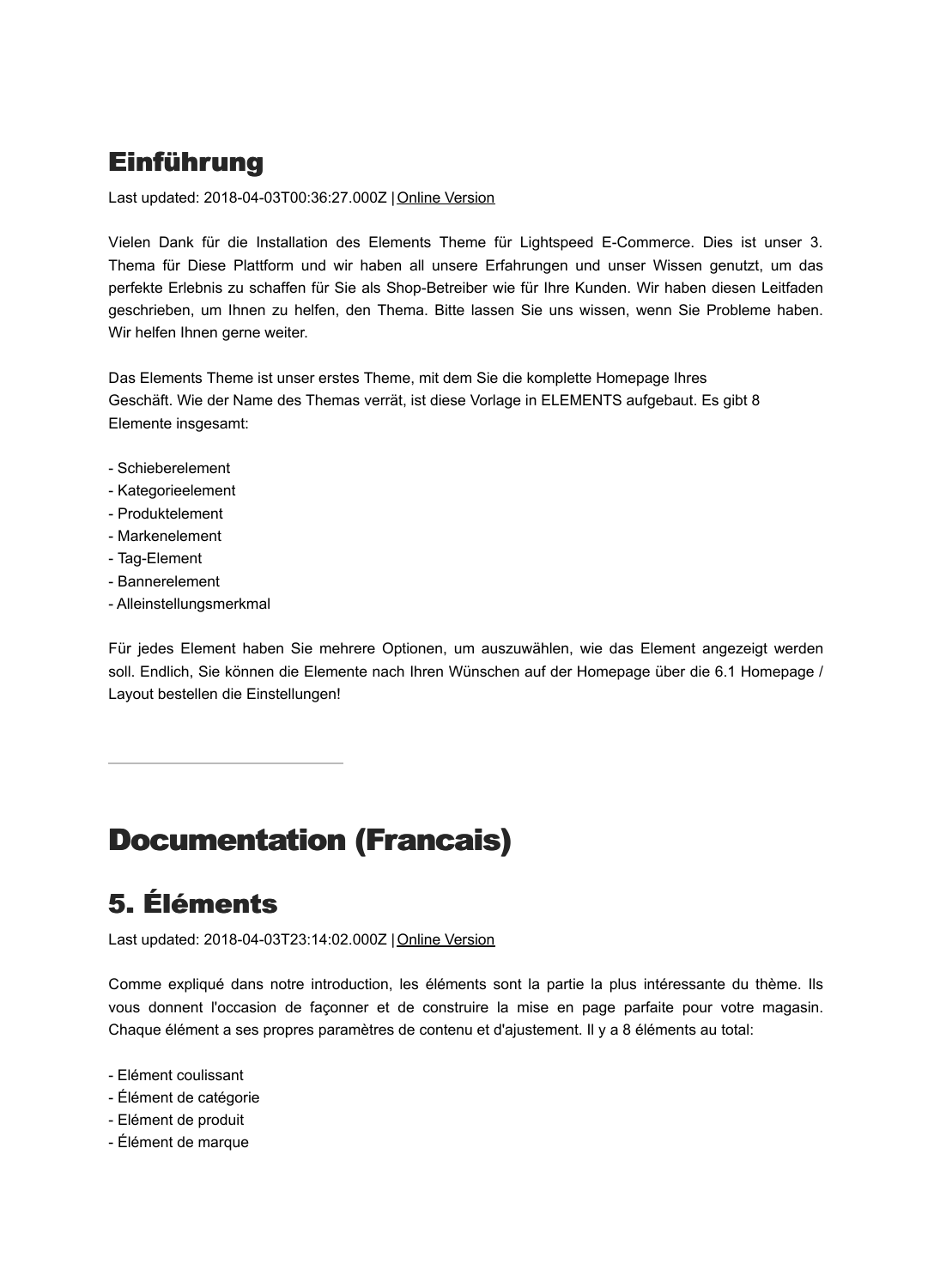## Einführung

Last updated: 2018-04-03T00:36:27.000Z | Online Version

Vielen Dank für die Installation des Elements Theme für Lightspeed E-Commerce. Dies ist unser 3. Thema für Diese Plattform und wir haben all unsere Erfahrungen und unser Wissen genutzt, um das perfekte Erlebnis zu schaffen für Sie als Shop-Betreiber wie für Ihre Kunden. Wir haben diesen Leitfaden geschrieben, um Ihnen zu helfen, den Thema. Bitte lassen Sie uns wissen, wenn Sie Probleme haben. Wir helfen Ihnen gerne weiter.

Das Elements Theme ist unser erstes Theme, mit dem Sie die komplette Homepage Ihres Geschäft. Wie der Name des Themas verrät, ist diese Vorlage in ELEMENTS aufgebaut. Es gibt 8 Elemente insgesamt:

- Schieberelement
- Kategorieelement
- Produktelement
- Markenelement
- Tag-Element
- Bannerelement
- Alleinstellungsmerkmal

Für jedes Element haben Sie mehrere Optionen, um auszuwählen, wie das Element angezeigt werden soll. Endlich, Sie können die Elemente nach Ihren Wünschen auf der Homepage über die 6.1 Homepage / Layout bestellen die Einstellungen!

---

# Documentation (Francais)

## 5. Éléments

Last updated: 2018-04-03T23:14:02.000Z | Online Version

Comme expliqué dans notre introduction, les éléments sont la partie la plus intéressante du thème. Ils vous donnent l'occasion de façonner et de construire la mise en page parfaite pour votre magasin. Chaque élément a ses propres paramètres de contenu et d'ajustement. Il y a 8 éléments au total:

- Elément coulissant
- Élément de catégorie
- Elément de produit
- Élément de marque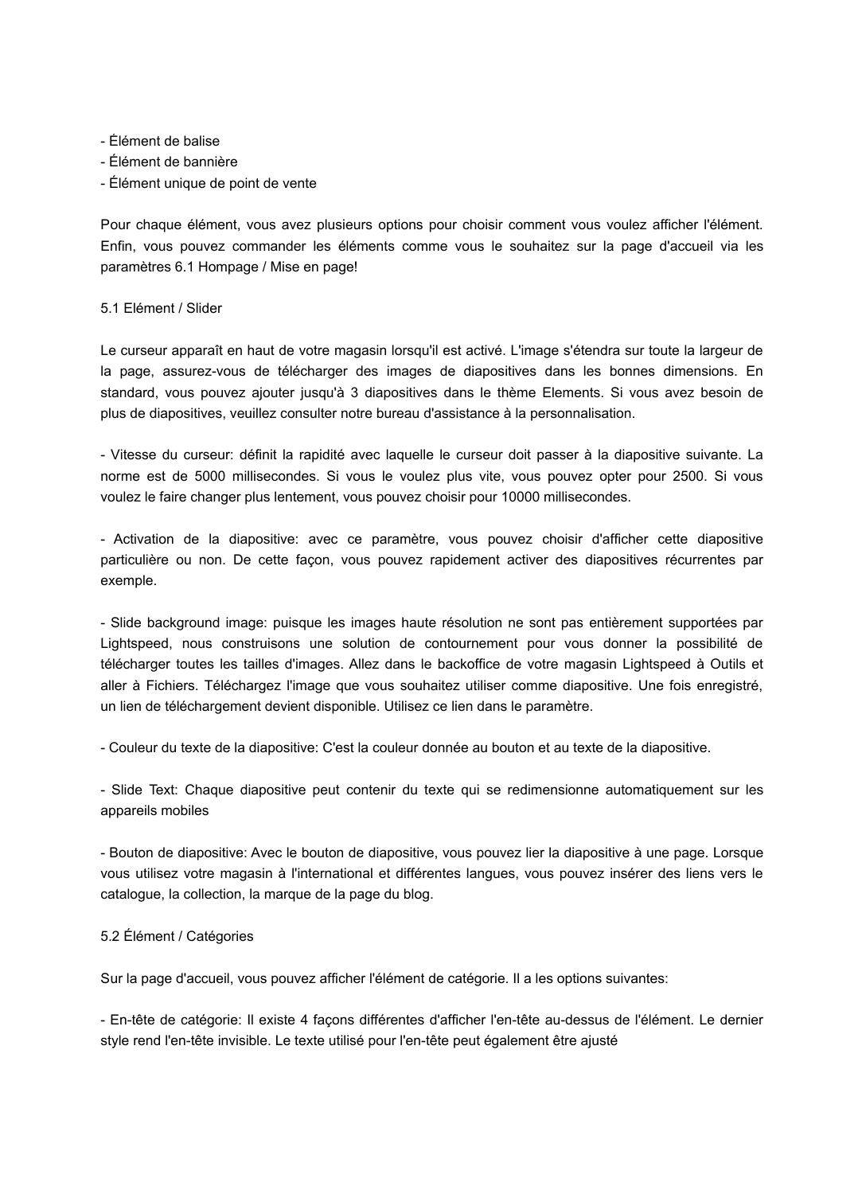- Élément de balise
- Élément de bannière
- Élément unique de point de vente

Pour chaque élément, vous avez plusieurs options pour choisir comment vous voulez afficher l'élément. Enfin, vous pouvez commander les éléments comme vous le souhaitez sur la page d'accueil via les paramètres 6.1 Hompage / Mise en page!

5.1 Elément / Slider

Le curseur apparaît en haut de votre magasin lorsqu'il est activé. L'image s'étendra sur toute la largeur de la page, assurez-vous de télécharger des images de diapositives dans les bonnes dimensions. En standard, vous pouvez ajouter jusqu'à 3 diapositives dans le thème Elements. Si vous avez besoin de plus de diapositives, veuillez consulter notre bureau d'assistance à la personnalisation.

- Vitesse du curseur: définit la rapidité avec laquelle le curseur doit passer à la diapositive suivante. La norme est de 5000 millisecondes. Si vous le voulez plus vite, vous pouvez opter pour 2500. Si vous voulez le faire changer plus lentement, vous pouvez choisir pour 10000 millisecondes.

- Activation de la diapositive: avec ce paramètre, vous pouvez choisir d'afficher cette diapositive particulière ou non. De cette façon, vous pouvez rapidement activer des diapositives récurrentes par exemple.

- Slide background image: puisque les images haute résolution ne sont pas entièrement supportées par Lightspeed, nous construisons une solution de contournement pour vous donner la possibilité de télécharger toutes les tailles d'images. Allez dans le backoffice de votre magasin Lightspeed à Outils et aller à Fichiers. Téléchargez l'image que vous souhaitez utiliser comme diapositive. Une fois enregistré, un lien de téléchargement devient disponible. Utilisez ce lien dans le paramètre.

- Couleur du texte de la diapositive: C'est la couleur donnée au bouton et au texte de la diapositive.

- Slide Text: Chaque diapositive peut contenir du texte qui se redimensionne automatiquement sur les appareils mobiles

- Bouton de diapositive: Avec le bouton de diapositive, vous pouvez lier la diapositive à une page. Lorsque vous utilisez votre magasin à l'international et différentes langues, vous pouvez insérer des liens vers le catalogue, la collection, la marque de la page du blog.

5.2 Élément / Catégories

Sur la page d'accueil, vous pouvez afficher l'élément de catégorie. Il a les options suivantes:

- En-tête de catégorie: Il existe 4 façons différentes d'afficher l'en-tête au-dessus de l'élément. Le dernier style rend l'en-tête invisible. Le texte utilisé pour l'en-tête peut également être ajusté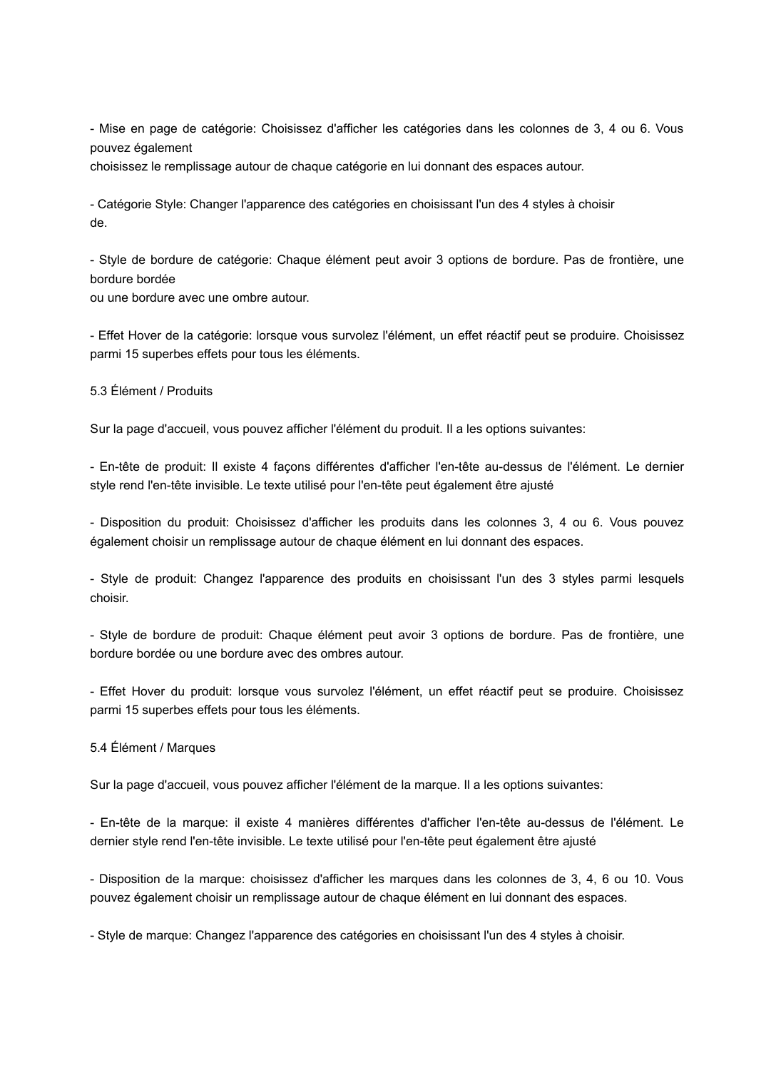- Mise en page de catégorie: Choisissez d'afficher les catégories dans les colonnes de 3, 4 ou 6. Vous pouvez également choisissez le remplissage autour de chaque catégorie en lui donnant des espaces autour.

- Catégorie Style: Changer l'apparence des catégories en choisissant l'un des 4 styles à choisir de.

- Style de bordure de catégorie: Chaque élément peut avoir 3 options de bordure. Pas de frontière, une bordure bordée ou une bordure avec une ombre autour.

- Effet Hover de la catégorie: lorsque vous survolez l'élément, un effet réactif peut se produire. Choisissez parmi 15 superbes effets pour tous les éléments.

5.3 Élément / Produits

Sur la page d'accueil, vous pouvez afficher l'élément du produit. Il a les options suivantes:

- En-tête de produit: Il existe 4 façons différentes d'afficher l'en-tête au-dessus de l'élément. Le dernier style rend l'en-tête invisible. Le texte utilisé pour l'en-tête peut également être ajusté

- Disposition du produit: Choisissez d'afficher les produits dans les colonnes 3, 4 ou 6. Vous pouvez également choisir un remplissage autour de chaque élément en lui donnant des espaces.

- Style de produit: Changez l'apparence des produits en choisissant l'un des 3 styles parmi lesquels choisir.

- Style de bordure de produit: Chaque élément peut avoir 3 options de bordure. Pas de frontière, une bordure bordée ou une bordure avec des ombres autour.

- Effet Hover du produit: lorsque vous survolez l'élément, un effet réactif peut se produire. Choisissez parmi 15 superbes effets pour tous les éléments.

5.4 Élément / Marques

Sur la page d'accueil, vous pouvez afficher l'élément de la marque. Il a les options suivantes:

- En-tête de la marque: il existe 4 manières différentes d'afficher l'en-tête au-dessus de l'élément. Le dernier style rend l'en-tête invisible. Le texte utilisé pour l'en-tête peut également être ajusté

- Disposition de la marque: choisissez d'afficher les marques dans les colonnes de 3, 4, 6 ou 10. Vous pouvez également choisir un remplissage autour de chaque élément en lui donnant des espaces.

- Style de marque: Changez l'apparence des catégories en choisissant l'un des 4 styles à choisir.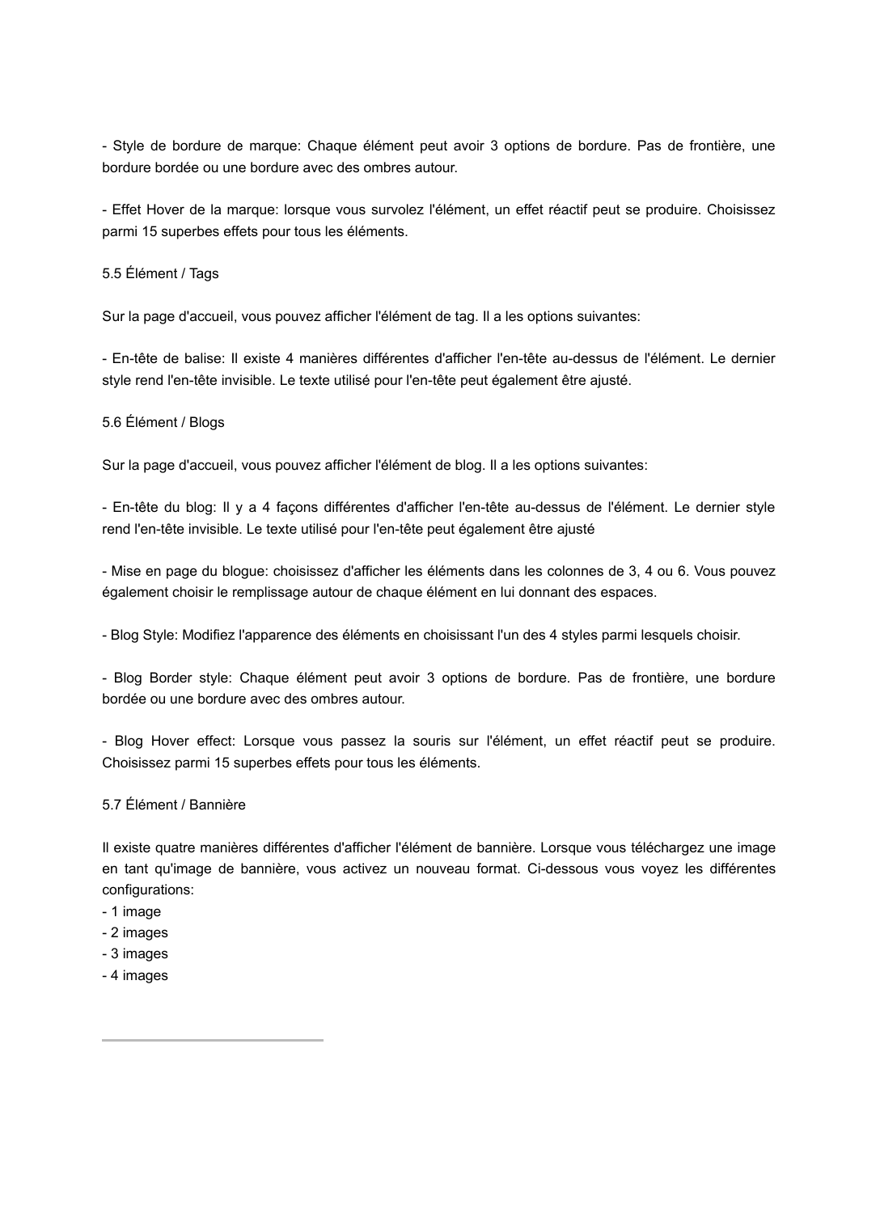- Style de bordure de marque: Chaque élément peut avoir 3 options de bordure. Pas de frontière, une bordure bordée ou une bordure avec des ombres autour.

- Effet Hover de la marque: lorsque vous survolez l'élément, un effet réactif peut se produire. Choisissez parmi 15 superbes effets pour tous les éléments.

5.5 Élément / Tags

Sur la page d'accueil, vous pouvez afficher l'élément de tag. Il a les options suivantes:

- En-tête de balise: Il existe 4 manières différentes d'afficher l'en-tête au-dessus de l'élément. Le dernier style rend l'en-tête invisible. Le texte utilisé pour l'en-tête peut également être ajusté.

5.6 Élément / Blogs

Sur la page d'accueil, vous pouvez afficher l'élément de blog. Il a les options suivantes:

- En-tête du blog: Il y a 4 façons différentes d'afficher l'en-tête au-dessus de l'élément. Le dernier style rend l'en-tête invisible. Le texte utilisé pour l'en-tête peut également être ajusté

- Mise en page du blogue: choisissez d'afficher les éléments dans les colonnes de 3, 4 ou 6. Vous pouvez également choisir le remplissage autour de chaque élément en lui donnant des espaces.

- Blog Style: Modifiez l'apparence des éléments en choisissant l'un des 4 styles parmi lesquels choisir.

- Blog Border style: Chaque élément peut avoir 3 options de bordure. Pas de frontière, une bordure bordée ou une bordure avec des ombres autour.

- Blog Hover effect: Lorsque vous passez la souris sur l'élément, un effet réactif peut se produire. Choisissez parmi 15 superbes effets pour tous les éléments.

5.7 Élément / Bannière

Il existe quatre manières différentes d'afficher l'élément de bannière. Lorsque vous téléchargez une image en tant qu'image de bannière, vous activez un nouveau format. Ci-dessous vous voyez les différentes configurations:
- 1 image
- 2 images
- 3 images
- 4 images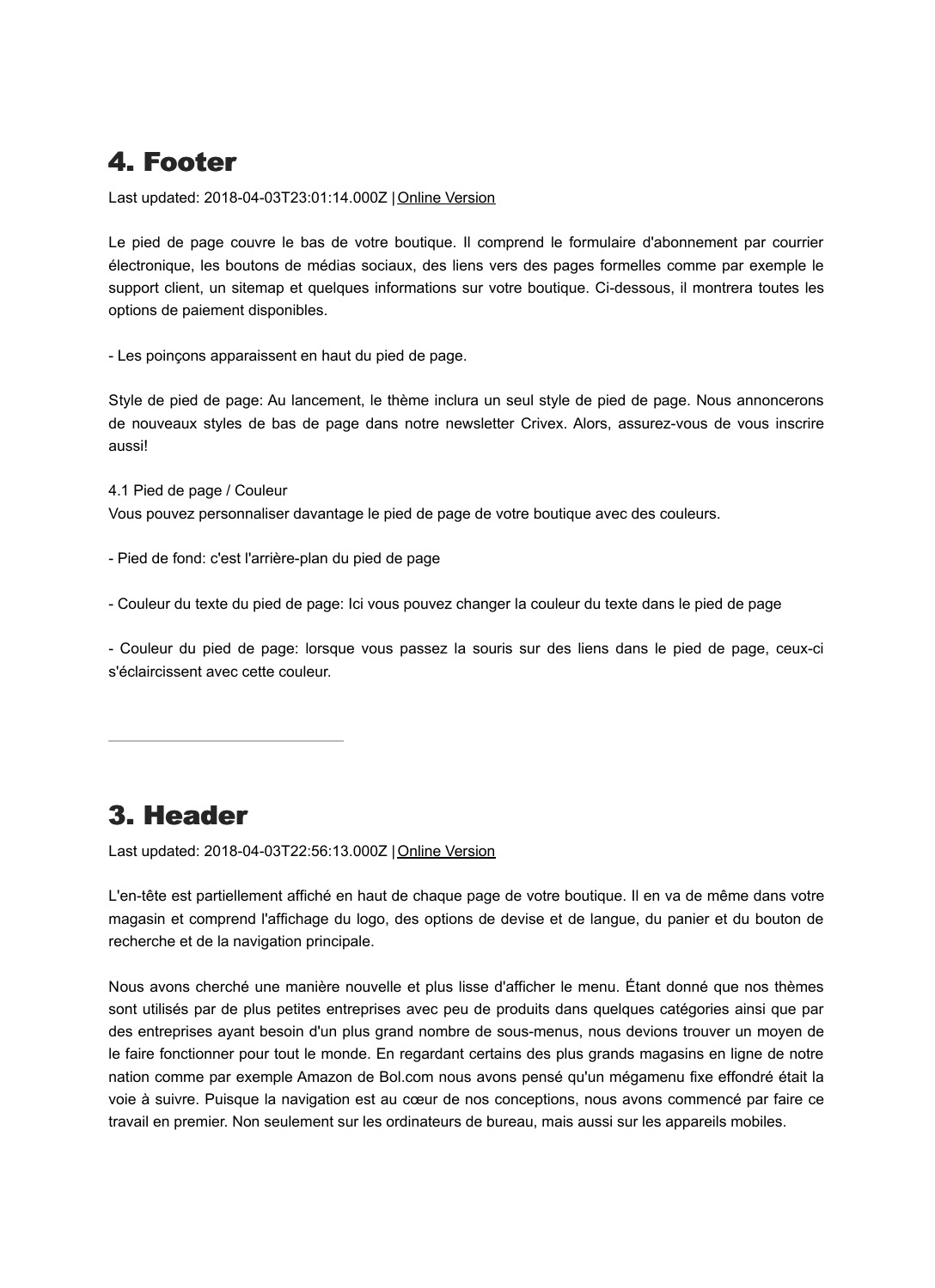# 4. Footer

Last updated: 2018-04-03T23:01:14.000Z | Online Version

Le pied de page couvre le bas de votre boutique. Il comprend le formulaire d'abonnement par courrier électronique, les boutons de médias sociaux, des liens vers des pages formelles comme par exemple le support client, un sitemap et quelques informations sur votre boutique. Ci-dessous, il montrera toutes les options de paiement disponibles.

- Les poinçons apparaissent en haut du pied de page.

Style de pied de page: Au lancement, le thème inclura un seul style de pied de page. Nous annoncerons de nouveaux styles de bas de page dans notre newsletter Crivex. Alors, assurez-vous de vous inscrire aussi!

4.1 Pied de page / Couleur
Vous pouvez personnaliser davantage le pied de page de votre boutique avec des couleurs.

- Pied de fond: c'est l'arrière-plan du pied de page

- Couleur du texte du pied de page: Ici vous pouvez changer la couleur du texte dans le pied de page

- Couleur du pied de page: lorsque vous passez la souris sur des liens dans le pied de page, ceux-ci s'éclaircissent avec cette couleur.

---

# 3. Header

Last updated: 2018-04-03T22:56:13.000Z | Online Version

L'en-tête est partiellement affiché en haut de chaque page de votre boutique. Il en va de même dans votre magasin et comprend l'affichage du logo, des options de devise et de langue, du panier et du bouton de recherche et de la navigation principale.

Nous avons cherché une manière nouvelle et plus lisse d'afficher le menu. Étant donné que nos thèmes sont utilisés par de plus petites entreprises avec peu de produits dans quelques catégories ainsi que par des entreprises ayant besoin d'un plus grand nombre de sous-menus, nous devions trouver un moyen de le faire fonctionner pour tout le monde. En regardant certains des plus grands magasins en ligne de notre nation comme par exemple Amazon de Bol.com nous avons pensé qu'un mégamenu fixe effondré était la voie à suivre. Puisque la navigation est au cœur de nos conceptions, nous avons commencé par faire ce travail en premier. Non seulement sur les ordinateurs de bureau, mais aussi sur les appareils mobiles.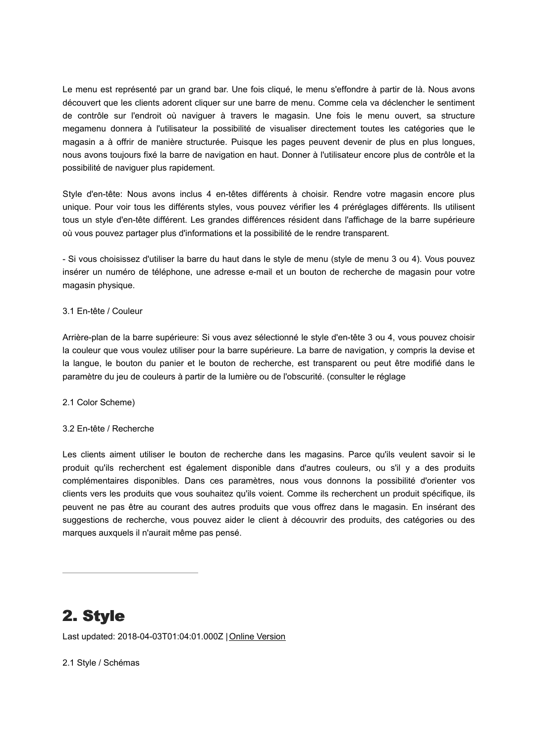Le menu est représenté par un grand bar. Une fois cliqué, le menu s'effondre à partir de là. Nous avons découvert que les clients adorent cliquer sur une barre de menu. Comme cela va déclencher le sentiment de contrôle sur l'endroit où naviguer à travers le magasin. Une fois le menu ouvert, sa structure megamenu donnera à l'utilisateur la possibilité de visualiser directement toutes les catégories que le magasin a à offrir de manière structurée. Puisque les pages peuvent devenir de plus en plus longues, nous avons toujours fixé la barre de navigation en haut. Donner à l'utilisateur encore plus de contrôle et la possibilité de naviguer plus rapidement.

Style d'en-tête: Nous avons inclus 4 en-têtes différents à choisir. Rendre votre magasin encore plus unique. Pour voir tous les différents styles, vous pouvez vérifier les 4 préréglages différents. Ils utilisent tous un style d'en-tête différent. Les grandes différences résident dans l'affichage de la barre supérieure où vous pouvez partager plus d'informations et la possibilité de le rendre transparent.

- Si vous choisissez d'utiliser la barre du haut dans le style de menu (style de menu 3 ou 4). Vous pouvez insérer un numéro de téléphone, une adresse e-mail et un bouton de recherche de magasin pour votre magasin physique.

3.1 En-tête / Couleur

Arrière-plan de la barre supérieure: Si vous avez sélectionné le style d'en-tête 3 ou 4, vous pouvez choisir la couleur que vous voulez utiliser pour la barre supérieure. La barre de navigation, y compris la devise et la langue, le bouton du panier et le bouton de recherche, est transparent ou peut être modifié dans le paramètre du jeu de couleurs à partir de la lumière ou de l'obscurité. (consulter le réglage

2.1 Color Scheme)

3.2 En-tête / Recherche

Les clients aiment utiliser le bouton de recherche dans les magasins. Parce qu'ils veulent savoir si le produit qu'ils recherchent est également disponible dans d'autres couleurs, ou s'il y a des produits complémentaires disponibles. Dans ces paramètres, nous vous donnons la possibilité d'orienter vos clients vers les produits que vous souhaitez qu'ils voient. Comme ils recherchent un produit spécifique, ils peuvent ne pas être au courant des autres produits que vous offrez dans le magasin. En insérant des suggestions de recherche, vous pouvez aider le client à découvrir des produits, des catégories ou des marques auxquels il n'aurait même pas pensé.

---

# 2. Style

Last updated: 2018-04-03T01:04:01.000Z | Online Version

2.1 Style / Schémas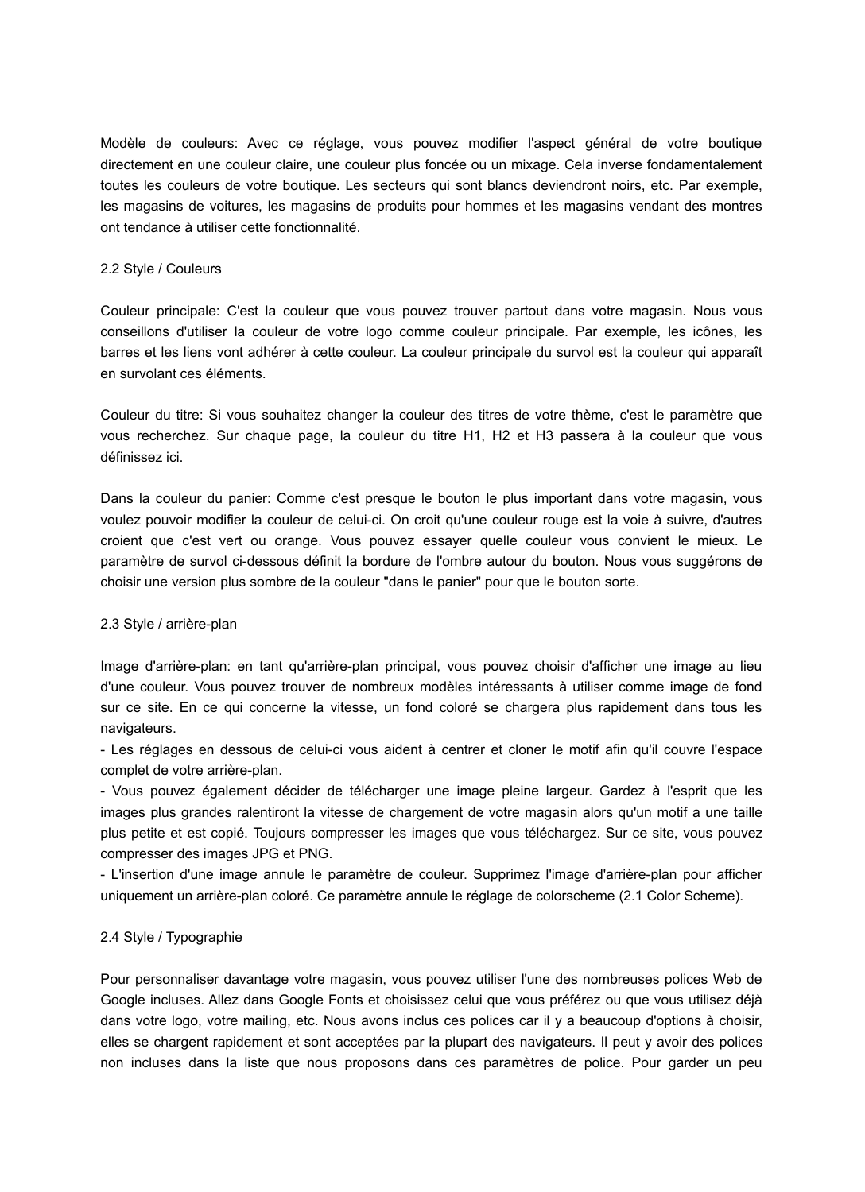Modèle de couleurs: Avec ce réglage, vous pouvez modifier l'aspect général de votre boutique directement en une couleur claire, une couleur plus foncée ou un mixage. Cela inverse fondamentalement toutes les couleurs de votre boutique. Les secteurs qui sont blancs deviendront noirs, etc. Par exemple, les magasins de voitures, les magasins de produits pour hommes et les magasins vendant des montres ont tendance à utiliser cette fonctionnalité.

## 2.2 Style / Couleurs

Couleur principale: C'est la couleur que vous pouvez trouver partout dans votre magasin. Nous vous conseillons d'utiliser la couleur de votre logo comme couleur principale. Par exemple, les icônes, les barres et les liens vont adhérer à cette couleur. La couleur principale du survol est la couleur qui apparaît en survolant ces éléments.

Couleur du titre: Si vous souhaitez changer la couleur des titres de votre thème, c'est le paramètre que vous recherchez. Sur chaque page, la couleur du titre H1, H2 et H3 passera à la couleur que vous définissez ici.

Dans la couleur du panier: Comme c'est presque le bouton le plus important dans votre magasin, vous voulez pouvoir modifier la couleur de celui-ci. On croit qu'une couleur rouge est la voie à suivre, d'autres croient que c'est vert ou orange. Vous pouvez essayer quelle couleur vous convient le mieux. Le paramètre de survol ci-dessous définit la bordure de l'ombre autour du bouton. Nous vous suggérons de choisir une version plus sombre de la couleur "dans le panier" pour que le bouton sorte.

## 2.3 Style / arrière-plan

Image d'arrière-plan: en tant qu'arrière-plan principal, vous pouvez choisir d'afficher une image au lieu d'une couleur. Vous pouvez trouver de nombreux modèles intéressants à utiliser comme image de fond sur ce site. En ce qui concerne la vitesse, un fond coloré se chargera plus rapidement dans tous les navigateurs.

- Les réglages en dessous de celui-ci vous aident à centrer et cloner le motif afin qu'il couvre l'espace complet de votre arrière-plan.
- Vous pouvez également décider de télécharger une image pleine largeur. Gardez à l'esprit que les images plus grandes ralentiront la vitesse de chargement de votre magasin alors qu'un motif a une taille plus petite et est copié. Toujours compresser les images que vous téléchargez. Sur ce site, vous pouvez compresser des images JPG et PNG.
- L'insertion d'une image annule le paramètre de couleur. Supprimez l'image d'arrière-plan pour afficher uniquement un arrière-plan coloré. Ce paramètre annule le réglage de colorscheme (2.1 Color Scheme).

## 2.4 Style / Typographie

Pour personnaliser davantage votre magasin, vous pouvez utiliser l'une des nombreuses polices Web de Google incluses. Allez dans Google Fonts et choisissez celui que vous préférez ou que vous utilisez déjà dans votre logo, votre mailing, etc. Nous avons inclus ces polices car il y a beaucoup d'options à choisir, elles se chargent rapidement et sont acceptées par la plupart des navigateurs. Il peut y avoir des polices non incluses dans la liste que nous proposons dans ces paramètres de police. Pour garder un peu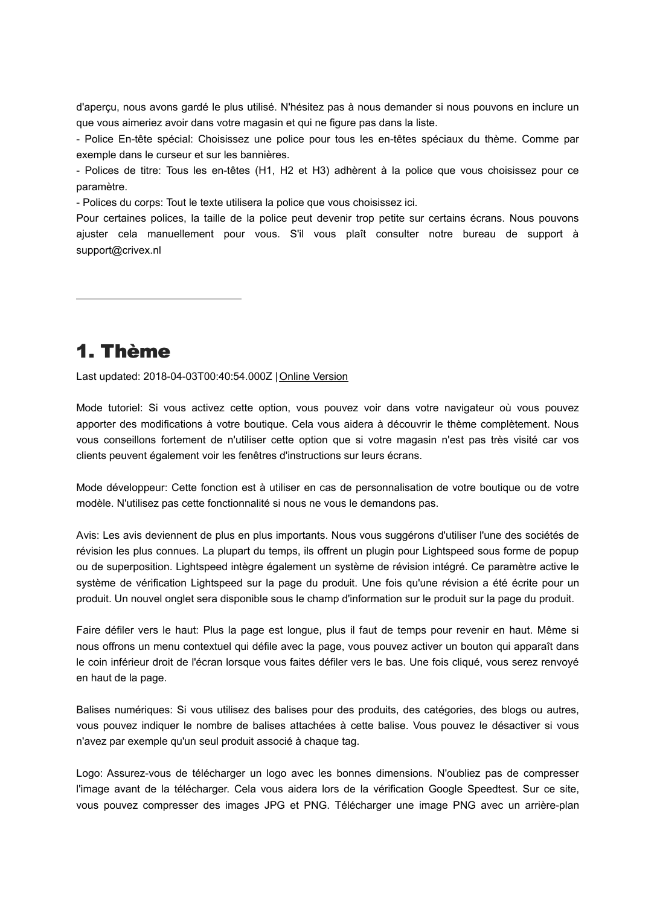d'aperçu, nous avons gardé le plus utilisé. N'hésitez pas à nous demander si nous pouvons en inclure un que vous aimeriez avoir dans votre magasin et qui ne figure pas dans la liste.
- Police En-tête spécial: Choisissez une police pour tous les en-têtes spéciaux du thème. Comme par exemple dans le curseur et sur les bannières.
- Polices de titre: Tous les en-têtes (H1, H2 et H3) adhèrent à la police que vous choisissez pour ce paramètre.
- Polices du corps: Tout le texte utilisera la police que vous choisissez ici.
Pour certaines polices, la taille de la police peut devenir trop petite sur certains écrans. Nous pouvons ajuster cela manuellement pour vous. S'il vous plaît consulter notre bureau de support à support@crivex.nl

---

# 1. Thème

Last updated: 2018-04-03T00:40:54.000Z | Online Version

Mode tutoriel: Si vous activez cette option, vous pouvez voir dans votre navigateur où vous pouvez apporter des modifications à votre boutique. Cela vous aidera à découvrir le thème complètement. Nous vous conseillons fortement de n'utiliser cette option que si votre magasin n'est pas très visité car vos clients peuvent également voir les fenêtres d'instructions sur leurs écrans.

Mode développeur: Cette fonction est à utiliser en cas de personnalisation de votre boutique ou de votre modèle. N'utilisez pas cette fonctionnalité si nous ne vous le demandons pas.

Avis: Les avis deviennent de plus en plus importants. Nous vous suggérons d'utiliser l'une des sociétés de révision les plus connues. La plupart du temps, ils offrent un plugin pour Lightspeed sous forme de popup ou de superposition. Lightspeed intègre également un système de révision intégré. Ce paramètre active le système de vérification Lightspeed sur la page du produit. Une fois qu'une révision a été écrite pour un produit. Un nouvel onglet sera disponible sous le champ d'information sur le produit sur la page du produit.

Faire défiler vers le haut: Plus la page est longue, plus il faut de temps pour revenir en haut. Même si nous offrons un menu contextuel qui défile avec la page, vous pouvez activer un bouton qui apparaît dans le coin inférieur droit de l'écran lorsque vous faites défiler vers le bas. Une fois cliqué, vous serez renvoyé en haut de la page.

Balises numériques: Si vous utilisez des balises pour des produits, des catégories, des blogs ou autres, vous pouvez indiquer le nombre de balises attachées à cette balise. Vous pouvez le désactiver si vous n'avez par exemple qu'un seul produit associé à chaque tag.

Logo: Assurez-vous de télécharger un logo avec les bonnes dimensions. N'oubliez pas de compresser l'image avant de la télécharger. Cela vous aidera lors de la vérification Google Speedtest. Sur ce site, vous pouvez compresser des images JPG et PNG. Télécharger une image PNG avec un arrière-plan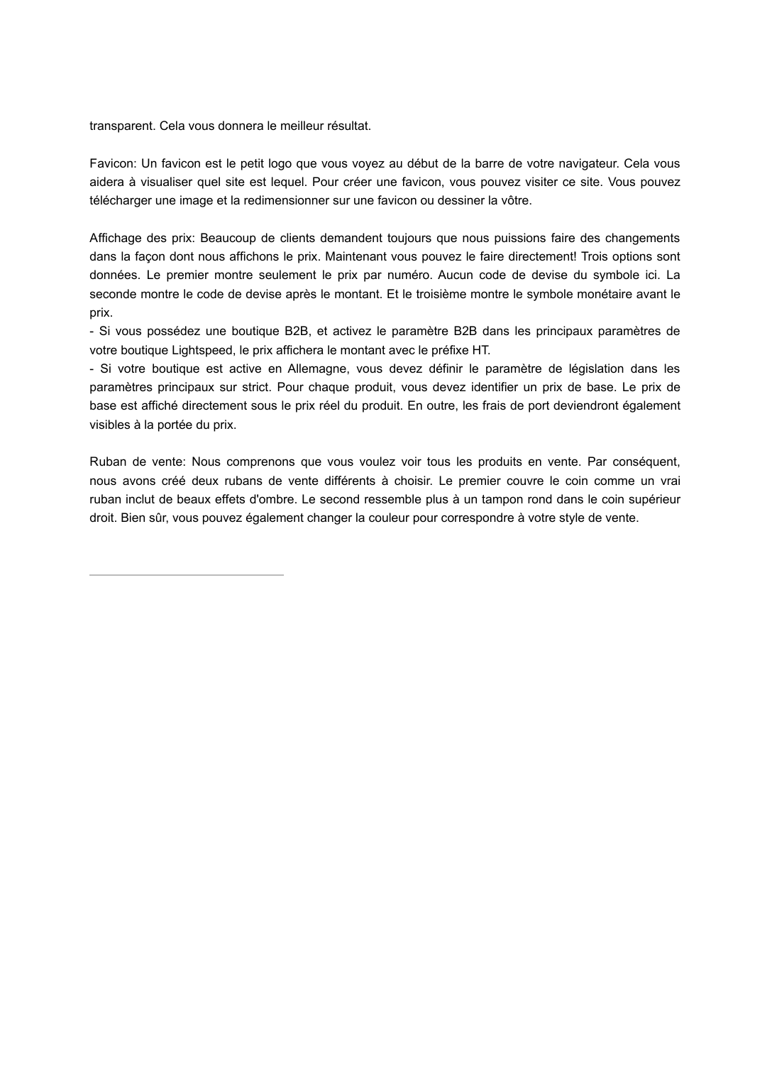transparent. Cela vous donnera le meilleur résultat.

Favicon: Un favicon est le petit logo que vous voyez au début de la barre de votre navigateur. Cela vous aidera à visualiser quel site est lequel. Pour créer une favicon, vous pouvez visiter ce site. Vous pouvez télécharger une image et la redimensionner sur une favicon ou dessiner la vôtre.

Affichage des prix: Beaucoup de clients demandent toujours que nous puissions faire des changements dans la façon dont nous affichons le prix. Maintenant vous pouvez le faire directement! Trois options sont données. Le premier montre seulement le prix par numéro. Aucun code de devise du symbole ici. La seconde montre le code de devise après le montant. Et le troisième montre le symbole monétaire avant le prix.
- Si vous possédez une boutique B2B, et activez le paramètre B2B dans les principaux paramètres de votre boutique Lightspeed, le prix affichera le montant avec le préfixe HT.
- Si votre boutique est active en Allemagne, vous devez définir le paramètre de législation dans les paramètres principaux sur strict. Pour chaque produit, vous devez identifier un prix de base. Le prix de base est affiché directement sous le prix réel du produit. En outre, les frais de port deviendront également visibles à la portée du prix.

Ruban de vente: Nous comprenons que vous voulez voir tous les produits en vente. Par conséquent, nous avons créé deux rubans de vente différents à choisir. Le premier couvre le coin comme un vrai ruban inclut de beaux effets d'ombre. Le second ressemble plus à un tampon rond dans le coin supérieur droit. Bien sûr, vous pouvez également changer la couleur pour correspondre à votre style de vente.

---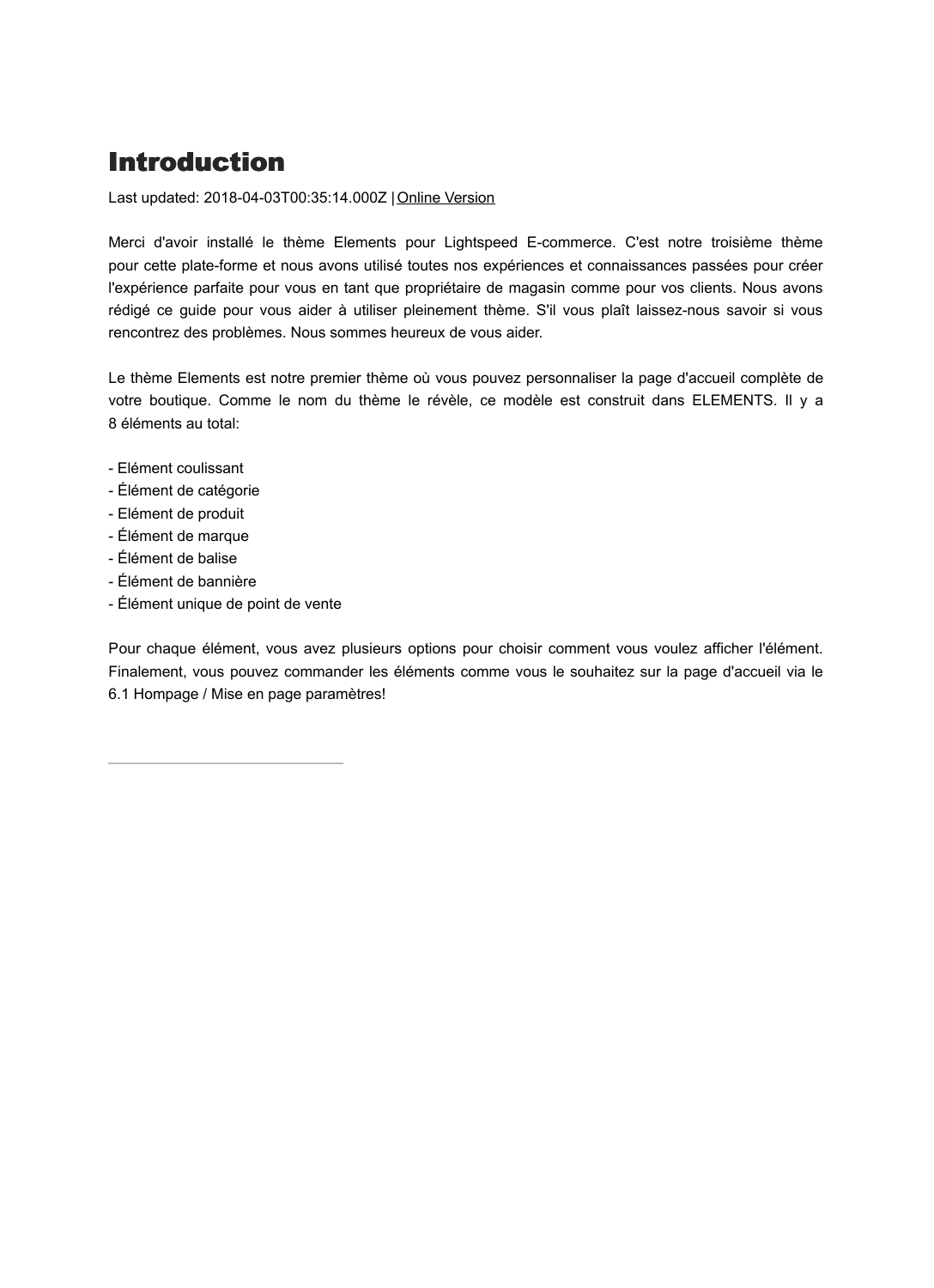# Introduction

Last updated: 2018-04-03T00:35:14.000Z | Online Version

Merci d'avoir installé le thème Elements pour Lightspeed E-commerce. C'est notre troisième thème pour cette plate-forme et nous avons utilisé toutes nos expériences et connaissances passées pour créer l'expérience parfaite pour vous en tant que propriétaire de magasin comme pour vos clients. Nous avons rédigé ce guide pour vous aider à utiliser pleinement thème. S'il vous plaît laissez-nous savoir si vous rencontrez des problèmes. Nous sommes heureux de vous aider.

Le thème Elements est notre premier thème où vous pouvez personnaliser la page d'accueil complète de votre boutique. Comme le nom du thème le révèle, ce modèle est construit dans ELEMENTS. Il y a 8 éléments au total:

- Elément coulissant
- Élément de catégorie
- Elément de produit
- Élément de marque
- Élément de balise
- Élément de bannière
- Élément unique de point de vente

Pour chaque élément, vous avez plusieurs options pour choisir comment vous voulez afficher l'élément. Finalement, vous pouvez commander les éléments comme vous le souhaitez sur la page d'accueil via le 6.1 Hompage / Mise en page paramètres!

---